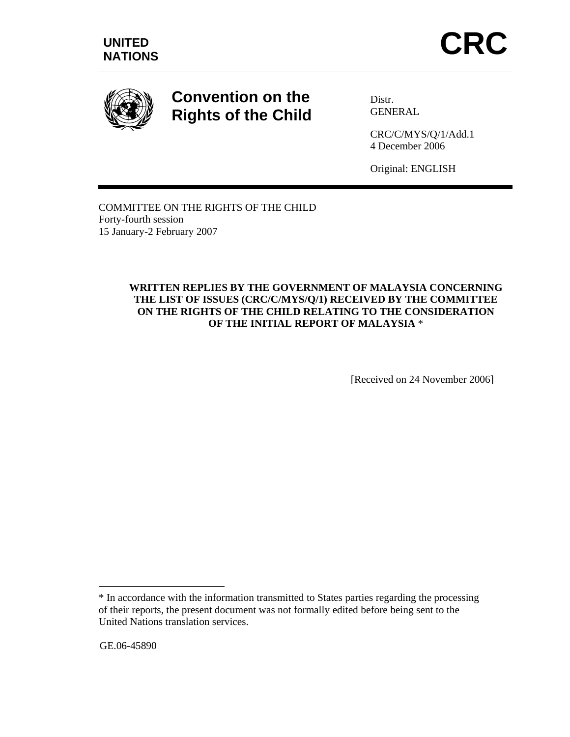UNITED NATIONS

# CRC

## Convention on the Rights of the Child

Distr.
GENERAL

CRC/C/MYS/Q/1/Add.1
4 December 2006

Original: ENGLISH

COMMITTEE ON THE RIGHTS OF THE CHILD
Forty-fourth session
15 January-2 February 2007

**WRITTEN REPLIES BY THE GOVERNMENT OF MALAYSIA CONCERNING THE LIST OF ISSUES (CRC/C/MYS/Q/1) RECEIVED BY THE COMMITTEE ON THE RIGHTS OF THE CHILD RELATING TO THE CONSIDERATION OF THE INITIAL REPORT OF MALAYSIA** *

[Received on 24 November 2006]

* In accordance with the information transmitted to States parties regarding the processing of their reports, the present document was not formally edited before being sent to the United Nations translation services.

GE.06-45890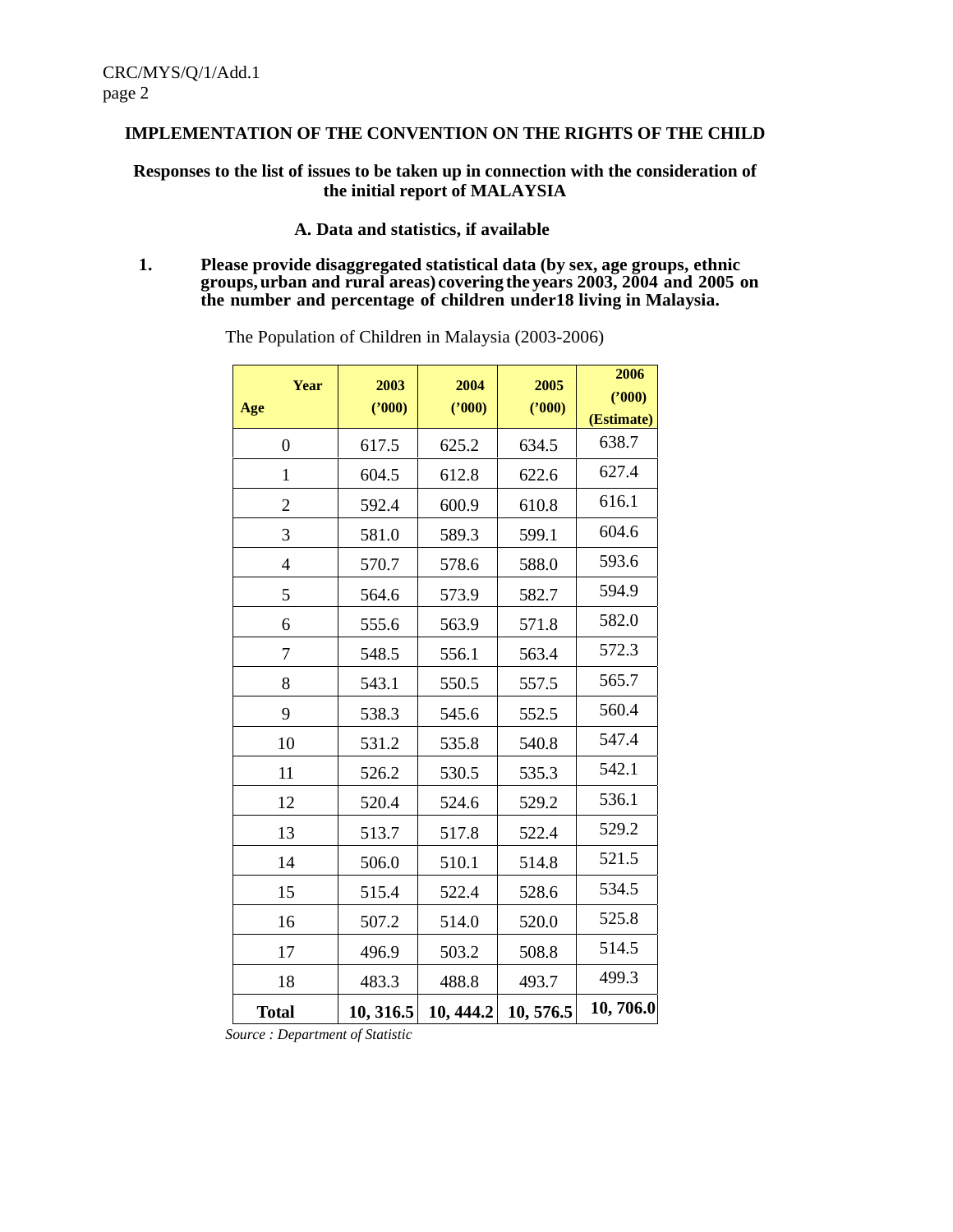# IMPLEMENTATION OF THE CONVENTION ON THE RIGHTS OF THE CHILD

## Responses to the list of issues to be taken up in connection with the consideration of the initial report of MALAYSIA

### A. Data and statistics, if available

**1. Please provide disaggregated statistical data (by sex, age groups, ethnic groups, urban and rural areas) covering the years 2003, 2004 and 2005 on the number and percentage of children under18 living in Malaysia.**

The Population of Children in Malaysia (2003-2006)

| Year / Age | 2003 ('000) | 2004 ('000) | 2005 ('000) | 2006 ('000) (Estimate) |
|---|---|---|---|---|
| 0 | 617.5 | 625.2 | 634.5 | 638.7 |
| 1 | 604.5 | 612.8 | 622.6 | 627.4 |
| 2 | 592.4 | 600.9 | 610.8 | 616.1 |
| 3 | 581.0 | 589.3 | 599.1 | 604.6 |
| 4 | 570.7 | 578.6 | 588.0 | 593.6 |
| 5 | 564.6 | 573.9 | 582.7 | 594.9 |
| 6 | 555.6 | 563.9 | 571.8 | 582.0 |
| 7 | 548.5 | 556.1 | 563.4 | 572.3 |
| 8 | 543.1 | 550.5 | 557.5 | 565.7 |
| 9 | 538.3 | 545.6 | 552.5 | 560.4 |
| 10 | 531.2 | 535.8 | 540.8 | 547.4 |
| 11 | 526.2 | 530.5 | 535.3 | 542.1 |
| 12 | 520.4 | 524.6 | 529.2 | 536.1 |
| 13 | 513.7 | 517.8 | 522.4 | 529.2 |
| 14 | 506.0 | 510.1 | 514.8 | 521.5 |
| 15 | 515.4 | 522.4 | 528.6 | 534.5 |
| 16 | 507.2 | 514.0 | 520.0 | 525.8 |
| 17 | 496.9 | 503.2 | 508.8 | 514.5 |
| 18 | 483.3 | 488.8 | 493.7 | 499.3 |
| **Total** | **10, 316.5** | **10, 444.2** | **10, 576.5** | **10, 706.0** |

*Source : Department of Statistic*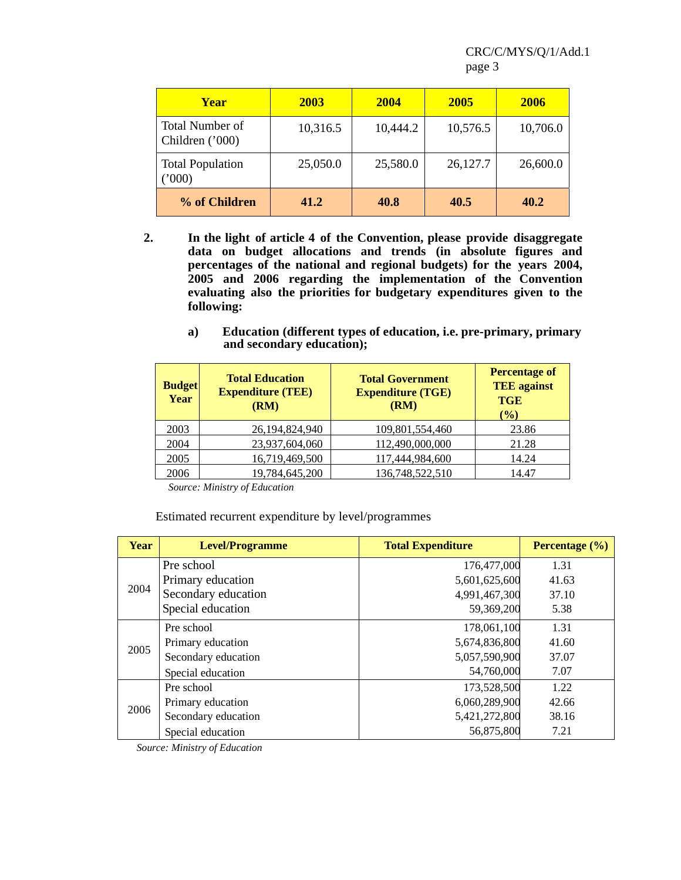| Year | 2003 | 2004 | 2005 | 2006 |
|---|---|---|---|---|
| Total Number of Children ('000) | 10,316.5 | 10,444.2 | 10,576.5 | 10,706.0 |
| Total Population ('000) | 25,050.0 | 25,580.0 | 26,127.7 | 26,600.0 |
| **% of Children** | **41.2** | **40.8** | **40.5** | **40.2** |

**2. In the light of article 4 of the Convention, please provide disaggregate data on budget allocations and trends (in absolute figures and percentages of the national and regional budgets) for the years 2004, 2005 and 2006 regarding the implementation of the Convention evaluating also the priorities for budgetary expenditures given to the following:**

**a) Education (different types of education, i.e. pre-primary, primary and secondary education);**

| Budget Year | Total Education Expenditure (TEE) (RM) | Total Government Expenditure (TGE) (RM) | Percentage of TEE against TGE (%) |
|---|---|---|---|
| 2003 | 26,194,824,940 | 109,801,554,460 | 23.86 |
| 2004 | 23,937,604,060 | 112,490,000,000 | 21.28 |
| 2005 | 16,719,469,500 | 117,444,984,600 | 14.24 |
| 2006 | 19,784,645,200 | 136,748,522,510 | 14.47 |

*Source: Ministry of Education*

Estimated recurrent expenditure by level/programmes

| Year | Level/Programme | Total Expenditure | Percentage (%) |
|---|---|---|---|
| 2004 | Pre school | 176,477,000 | 1.31 |
| | Primary education | 5,601,625,600 | 41.63 |
| | Secondary education | 4,991,467,300 | 37.10 |
| | Special education | 59,369,200 | 5.38 |
| 2005 | Pre school | 178,061,100 | 1.31 |
| | Primary education | 5,674,836,800 | 41.60 |
| | Secondary education | 5,057,590,900 | 37.07 |
| | Special education | 54,760,000 | 7.07 |
| 2006 | Pre school | 173,528,500 | 1.22 |
| | Primary education | 6,060,289,900 | 42.66 |
| | Secondary education | 5,421,272,800 | 38.16 |
| | Special education | 56,875,800 | 7.21 |

*Source: Ministry of Education*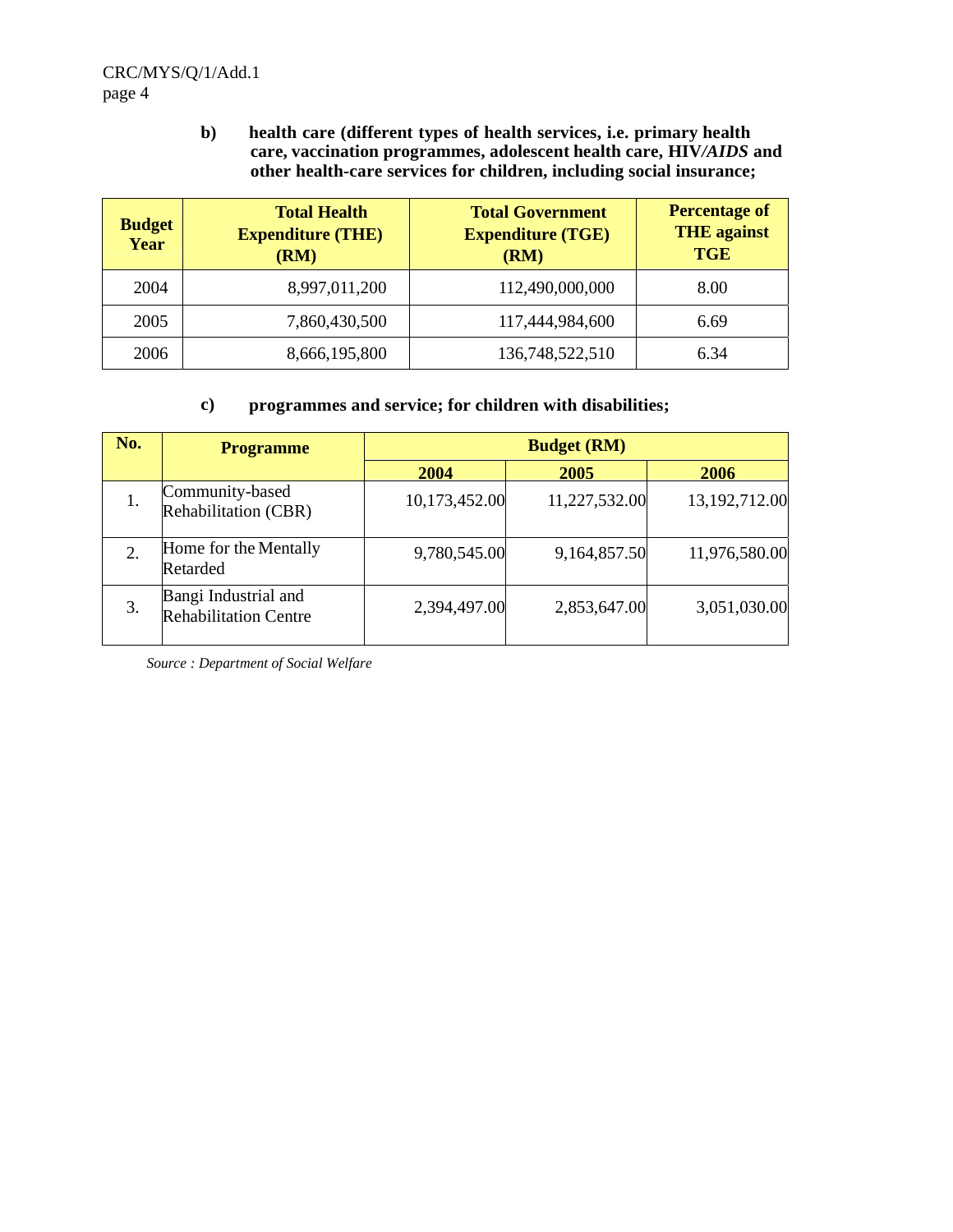**b) health care (different types of health services, i.e. primary health care, vaccination programmes, adolescent health care, HIV*/AIDS* and other health-care services for children, including social insurance;**

| Budget Year | Total Health Expenditure (THE) (RM) | Total Government Expenditure (TGE) (RM) | Percentage of THE against TGE |
|---|---|---|---|
| 2004 | 8,997,011,200 | 112,490,000,000 | 8.00 |
| 2005 | 7,860,430,500 | 117,444,984,600 | 6.69 |
| 2006 | 8,666,195,800 | 136,748,522,510 | 6.34 |

**c) programmes and service; for children with disabilities;**

| No. | Programme | Budget (RM) | | |
|---|---|---|---|---|
| | | 2004 | 2005 | 2006 |
| 1. | Community-based Rehabilitation (CBR) | 10,173,452.00 | 11,227,532.00 | 13,192,712.00 |
| 2. | Home for the Mentally Retarded | 9,780,545.00 | 9,164,857.50 | 11,976,580.00 |
| 3. | Bangi Industrial and Rehabilitation Centre | 2,394,497.00 | 2,853,647.00 | 3,051,030.00 |

*Source : Department of Social Welfare*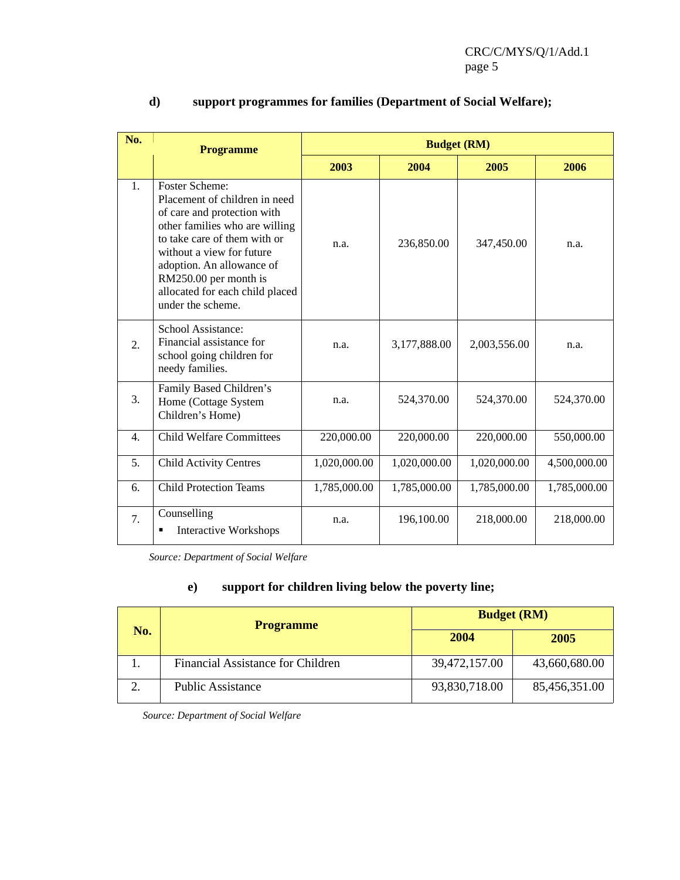**d) support programmes for families (Department of Social Welfare);**

| No. | Programme | Budget (RM) | | | |
|---|---|---|---|---|---|
| | | 2003 | 2004 | 2005 | 2006 |
| 1. | Foster Scheme: Placement of children in need of care and protection with other families who are willing to take care of them with or without a view for future adoption. An allowance of RM250.00 per month is allocated for each child placed under the scheme. | n.a. | 236,850.00 | 347,450.00 | n.a. |
| 2. | School Assistance: Financial assistance for school going children for needy families. | n.a. | 3,177,888.00 | 2,003,556.00 | n.a. |
| 3. | Family Based Children's Home (Cottage System Children's Home) | n.a. | 524,370.00 | 524,370.00 | 524,370.00 |
| 4. | Child Welfare Committees | 220,000.00 | 220,000.00 | 220,000.00 | 550,000.00 |
| 5. | Child Activity Centres | 1,020,000.00 | 1,020,000.00 | 1,020,000.00 | 4,500,000.00 |
| 6. | Child Protection Teams | 1,785,000.00 | 1,785,000.00 | 1,785,000.00 | 1,785,000.00 |
| 7. | Counselling<br>▪ Interactive Workshops | n.a. | 196,100.00 | 218,000.00 | 218,000.00 |

*Source: Department of Social Welfare*

**e) support for children living below the poverty line;**

| No. | Programme | Budget (RM) | |
|---|---|---|---|
| | | 2004 | 2005 |
| 1. | Financial Assistance for Children | 39,472,157.00 | 43,660,680.00 |
| 2. | Public Assistance | 93,830,718.00 | 85,456,351.00 |

*Source: Department of Social Welfare*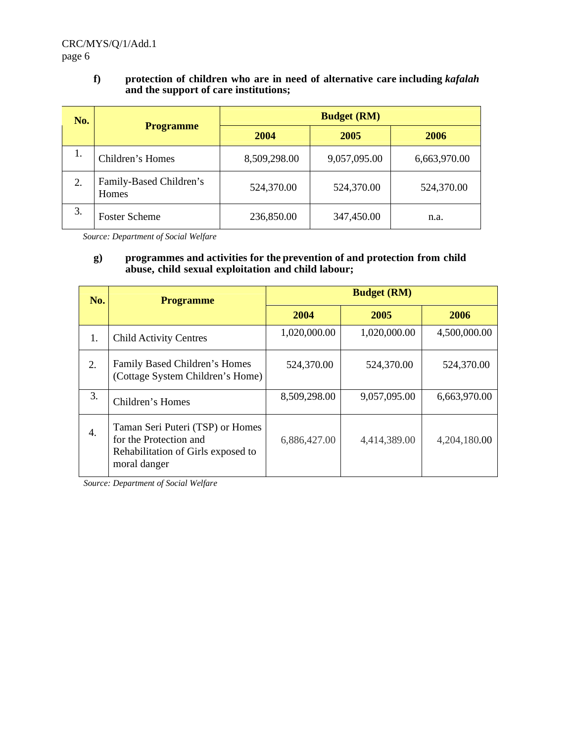**f) protection of children who are in need of alternative care including *kafalah* and the support of care institutions;**

| No. | Programme | Budget (RM) | | |
|---|---|---|---|---|
| | | 2004 | 2005 | 2006 |
| 1. | Children's Homes | 8,509,298.00 | 9,057,095.00 | 6,663,970.00 |
| 2. | Family-Based Children's Homes | 524,370.00 | 524,370.00 | 524,370.00 |
| 3. | Foster Scheme | 236,850.00 | 347,450.00 | n.a. |

*Source: Department of Social Welfare*

**g) programmes and activities for the prevention of and protection from child abuse, child sexual exploitation and child labour;**

| No. | Programme | Budget (RM) | | |
|---|---|---|---|---|
| | | 2004 | 2005 | 2006 |
| 1. | Child Activity Centres | 1,020,000.00 | 1,020,000.00 | 4,500,000.00 |
| 2. | Family Based Children's Homes (Cottage System Children's Home) | 524,370.00 | 524,370.00 | 524,370.00 |
| 3. | Children's Homes | 8,509,298.00 | 9,057,095.00 | 6,663,970.00 |
| 4. | Taman Seri Puteri (TSP) or Homes for the Protection and Rehabilitation of Girls exposed to moral danger | 6,886,427.00 | 4,414,389.00 | 4,204,180.00 |

*Source: Department of Social Welfare*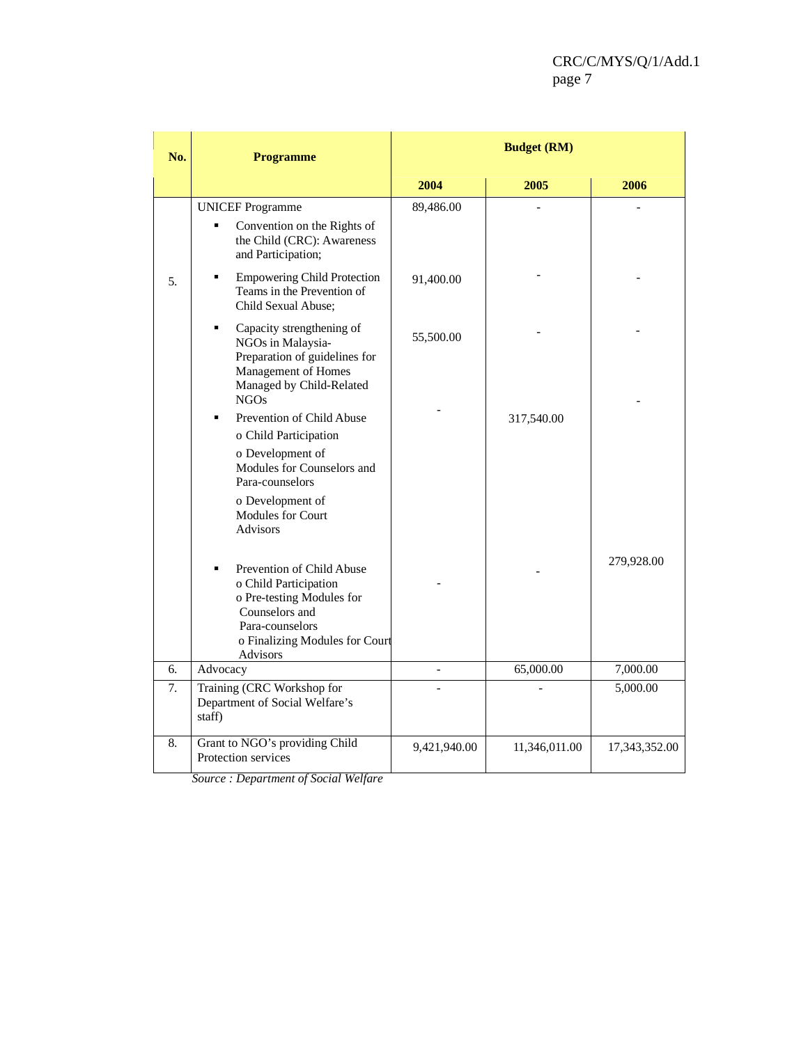| No. | Programme | Budget (RM) | | |
|---|---|---|---|---|
| | | 2004 | 2005 | 2006 |
| 5. | UNICEF Programme<br>▪ Convention on the Rights of the Child (CRC): Awareness and Participation; | 89,486.00 | - | - |
| | ▪ Empowering Child Protection Teams in the Prevention of Child Sexual Abuse; | 91,400.00 | - | - |
| | ▪ Capacity strengthening of NGOs in Malaysia- Preparation of guidelines for Management of Homes Managed by Child-Related NGOs | 55,500.00 | - | - |
| | ▪ Prevention of Child Abuse<br>o Child Participation<br>o Development of Modules for Counselors and Para-counselors<br>o Development of Modules for Court Advisors | - | 317,540.00 | - |
| | ▪ Prevention of Child Abuse<br>o Child Participation<br>o Pre-testing Modules for Counselors and Para-counselors<br>o Finalizing Modules for Court Advisors | - | - | 279,928.00 |
| 6. | Advocacy | - | 65,000.00 | 7,000.00 |
| 7. | Training (CRC Workshop for Department of Social Welfare's staff) | - | - | 5,000.00 |
| 8. | Grant to NGO's providing Child Protection services | 9,421,940.00 | 11,346,011.00 | 17,343,352.00 |

*Source : Department of Social Welfare*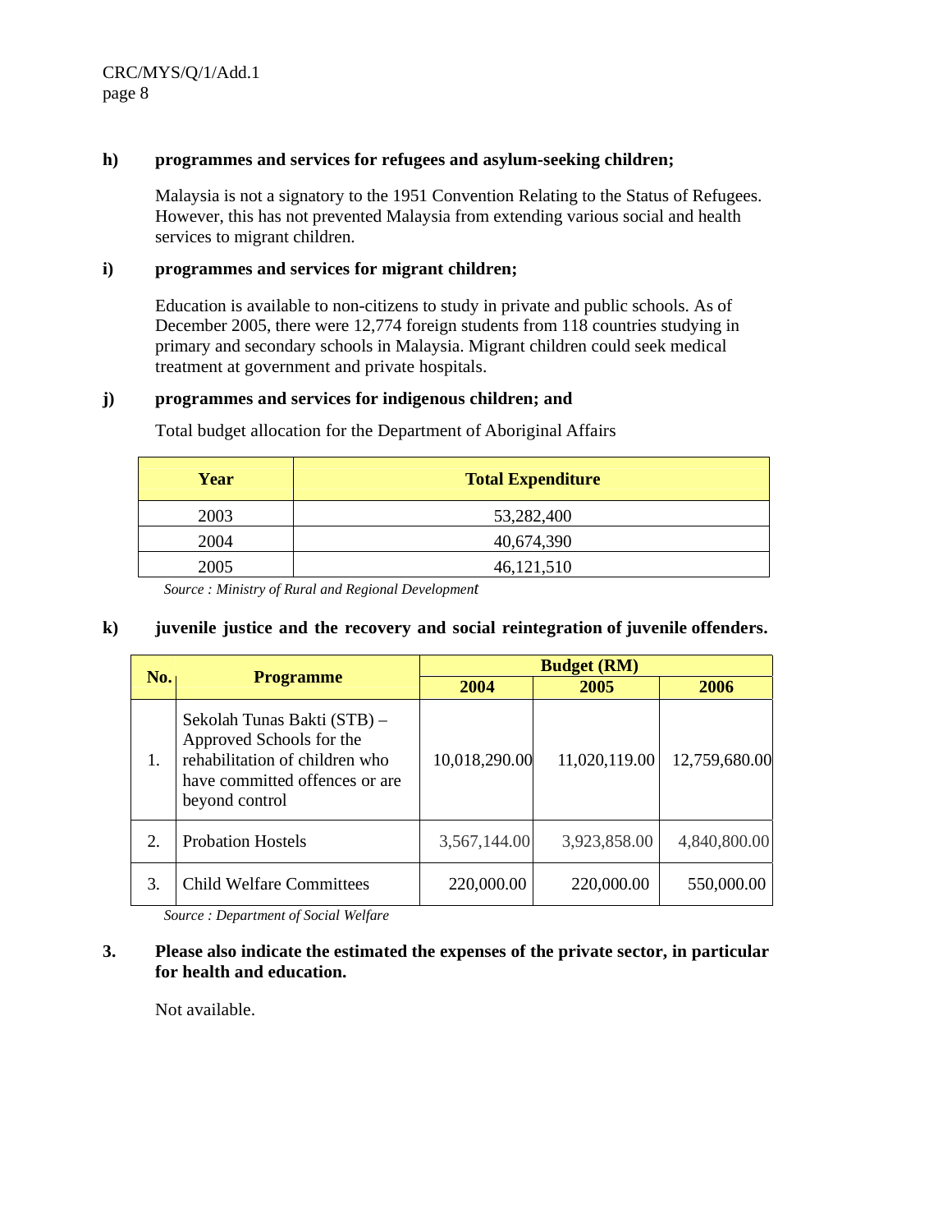**h) programmes and services for refugees and asylum-seeking children;**

Malaysia is not a signatory to the 1951 Convention Relating to the Status of Refugees. However, this has not prevented Malaysia from extending various social and health services to migrant children.

**i) programmes and services for migrant children;**

Education is available to non-citizens to study in private and public schools. As of December 2005, there were 12,774 foreign students from 118 countries studying in primary and secondary schools in Malaysia. Migrant children could seek medical treatment at government and private hospitals.

**j) programmes and services for indigenous children; and**

Total budget allocation for the Department of Aboriginal Affairs

| Year | Total Expenditure |
|---|---|
| 2003 | 53,282,400 |
| 2004 | 40,674,390 |
| 2005 | 46,121,510 |

*Source : Ministry of Rural and Regional Development*

**k) juvenile justice and the recovery and social reintegration of juvenile offenders.**

| No. | Programme | Budget (RM) | | |
|---|---|---|---|---|
| | | 2004 | 2005 | 2006 |
| 1. | Sekolah Tunas Bakti (STB) – Approved Schools for the rehabilitation of children who have committed offences or are beyond control | 10,018,290.00 | 11,020,119.00 | 12,759,680.00 |
| 2. | Probation Hostels | 3,567,144.00 | 3,923,858.00 | 4,840,800.00 |
| 3. | Child Welfare Committees | 220,000.00 | 220,000.00 | 550,000.00 |

*Source : Department of Social Welfare*

**3. Please also indicate the estimated the expenses of the private sector, in particular for health and education.**

Not available.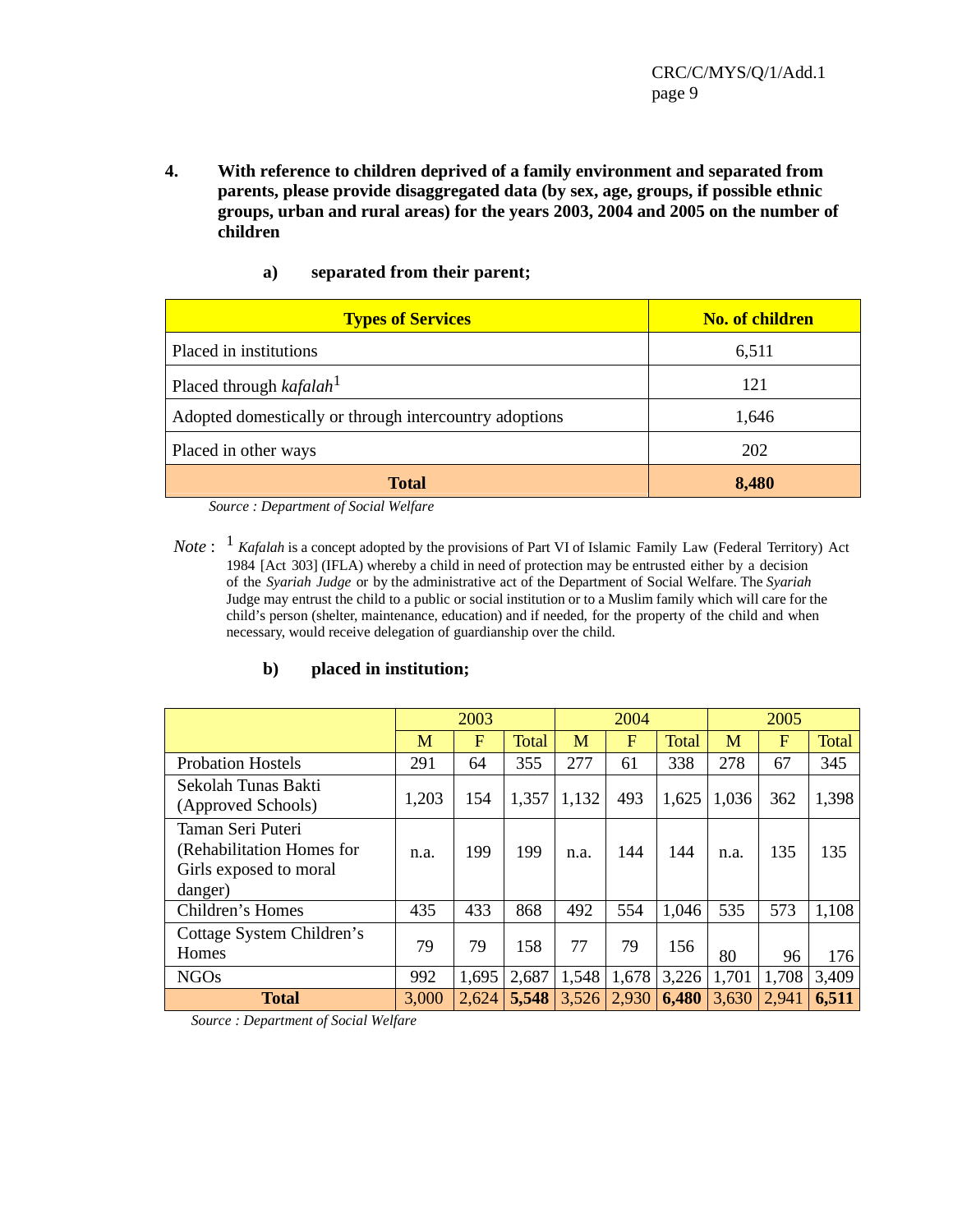**4. With reference to children deprived of a family environment and separated from parents, please provide disaggregated data (by sex, age, groups, if possible ethnic groups, urban and rural areas) for the years 2003, 2004 and 2005 on the number of children**

**a) separated from their parent;**

| Types of Services | No. of children |
|---|---|
| Placed in institutions | 6,511 |
| Placed through *kafalah*[1] | 121 |
| Adopted domestically or through intercountry adoptions | 1,646 |
| Placed in other ways | 202 |
| **Total** | **8,480** |

*Source : Department of Social Welfare*

*Note* : [1] *Kafalah* is a concept adopted by the provisions of Part VI of Islamic Family Law (Federal Territory) Act 1984 [Act 303] (IFLA) whereby a child in need of protection may be entrusted either by a decision of the *Syariah Judge* or by the administrative act of the Department of Social Welfare. The *Syariah* Judge may entrust the child to a public or social institution or to a Muslim family which will care for the child's person (shelter, maintenance, education) and if needed, for the property of the child and when necessary, would receive delegation of guardianship over the child.

**b) placed in institution;**

| | 2003 | | | 2004 | | | 2005 | | |
|---|---|---|---|---|---|---|---|---|---|
| | M | F | Total | M | F | Total | M | F | Total |
| Probation Hostels | 291 | 64 | 355 | 277 | 61 | 338 | 278 | 67 | 345 |
| Sekolah Tunas Bakti (Approved Schools) | 1,203 | 154 | 1,357 | 1,132 | 493 | 1,625 | 1,036 | 362 | 1,398 |
| Taman Seri Puteri (Rehabilitation Homes for Girls exposed to moral danger) | n.a. | 199 | 199 | n.a. | 144 | 144 | n.a. | 135 | 135 |
| Children's Homes | 435 | 433 | 868 | 492 | 554 | 1,046 | 535 | 573 | 1,108 |
| Cottage System Children's Homes | 79 | 79 | 158 | 77 | 79 | 156 | 80 | 96 | 176 |
| NGOs | 992 | 1,695 | 2,687 | 1,548 | 1,678 | 3,226 | 1,701 | 1,708 | 3,409 |
| **Total** | 3,000 | 2,624 | **5,548** | 3,526 | 2,930 | **6,480** | 3,630 | 2,941 | **6,511** |

*Source : Department of Social Welfare*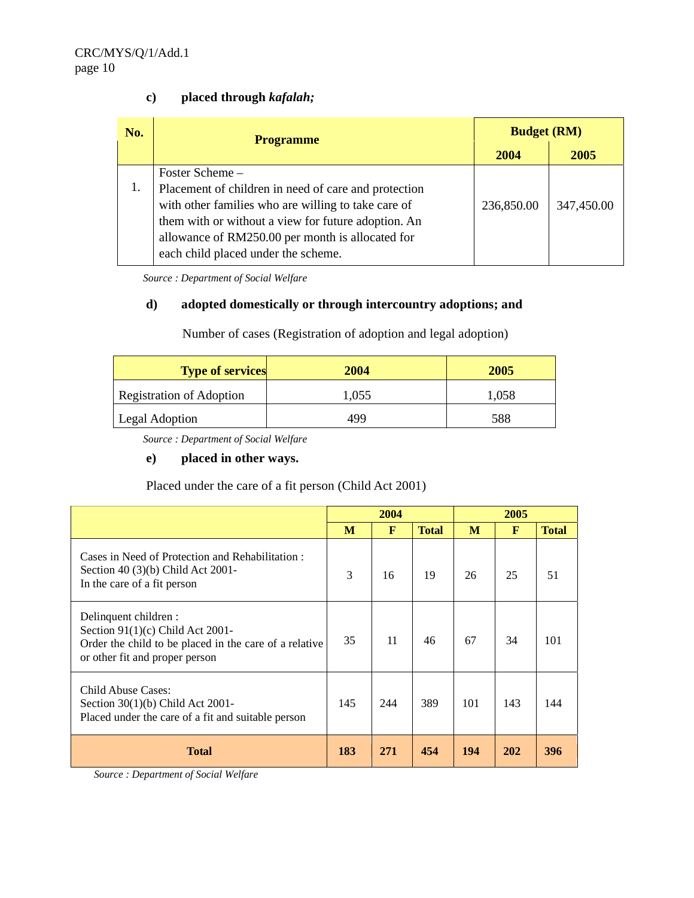**c) placed through *kafalah;***

| No. | Programme | Budget (RM) | |
|---|---|---|---|
| | | 2004 | 2005 |
| 1. | Foster Scheme – Placement of children in need of care and protection with other families who are willing to take care of them with or without a view for future adoption. An allowance of RM250.00 per month is allocated for each child placed under the scheme. | 236,850.00 | 347,450.00 |

*Source : Department of Social Welfare*

**d) adopted domestically or through intercountry adoptions; and**

Number of cases (Registration of adoption and legal adoption)

| Type of services | 2004 | 2005 |
|---|---|---|
| Registration of Adoption | 1,055 | 1,058 |
| Legal Adoption | 499 | 588 |

*Source : Department of Social Welfare*

**e) placed in other ways.**

Placed under the care of a fit person (Child Act 2001)

| | 2004 | | | 2005 | | |
|---|---|---|---|---|---|---|
| | M | F | Total | M | F | Total |
| Cases in Need of Protection and Rehabilitation : Section 40 (3)(b) Child Act 2001- In the care of a fit person | 3 | 16 | 19 | 26 | 25 | 51 |
| Delinquent children : Section 91(1)(c) Child Act 2001- Order the child to be placed in the care of a relative or other fit and proper person | 35 | 11 | 46 | 67 | 34 | 101 |
| Child Abuse Cases: Section 30(1)(b) Child Act 2001- Placed under the care of a fit and suitable person | 145 | 244 | 389 | 101 | 143 | 144 |
| **Total** | **183** | **271** | **454** | **194** | **202** | **396** |

*Source : Department of Social Welfare*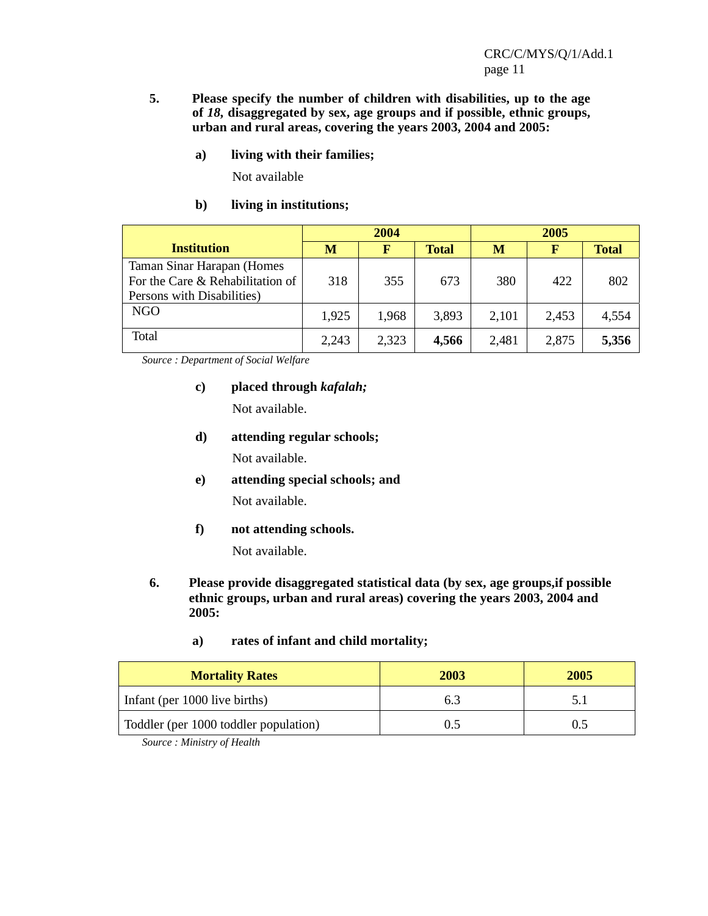**5. Please specify the number of children with disabilities, up to the age of *18*, disaggregated by sex, age groups and if possible, ethnic groups, urban and rural areas, covering the years 2003, 2004 and 2005:**

**a) living with their families;**

Not available

**b) living in institutions;**

| Institution | 2004 | | | 2005 | | |
|---|---|---|---|---|---|---|
| | M | F | Total | M | F | Total |
| Taman Sinar Harapan (Homes For the Care & Rehabilitation of Persons with Disabilities) | 318 | 355 | 673 | 380 | 422 | 802 |
| NGO | 1,925 | 1,968 | 3,893 | 2,101 | 2,453 | 4,554 |
| Total | 2,243 | 2,323 | **4,566** | 2,481 | 2,875 | **5,356** |

*Source : Department of Social Welfare*

**c) placed through *kafalah;***

Not available.

**d) attending regular schools;**

Not available.

**e) attending special schools; and**

Not available.

**f) not attending schools.**

Not available.

**6. Please provide disaggregated statistical data (by sex, age groups,if possible ethnic groups, urban and rural areas) covering the years 2003, 2004 and 2005:**

**a) rates of infant and child mortality;**

| Mortality Rates | 2003 | 2005 |
|---|---|---|
| Infant (per 1000 live births) | 6.3 | 5.1 |
| Toddler (per 1000 toddler population) | 0.5 | 0.5 |

*Source : Ministry of Health*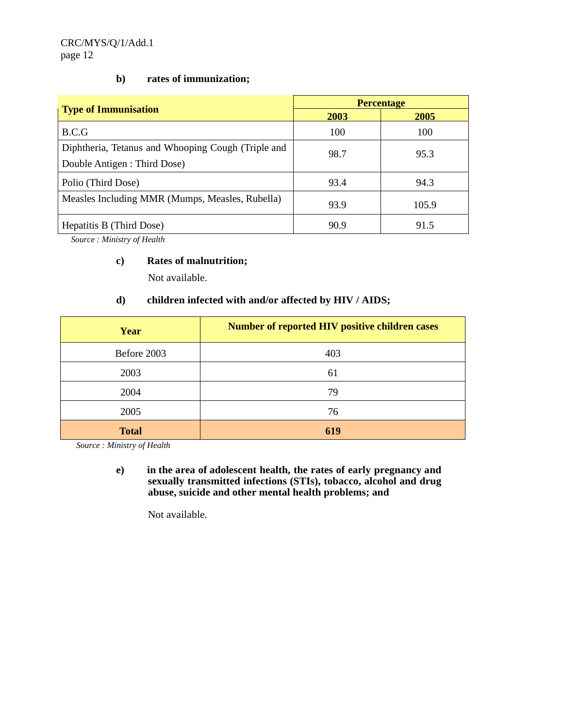**b) rates of immunization;**

| Type of Immunisation | Percentage | |
|---|---|---|
| | **2003** | **2005** |
| B.C.G | 100 | 100 |
| Diphtheria, Tetanus and Whooping Cough (Triple and Double Antigen : Third Dose) | 98.7 | 95.3 |
| Polio (Third Dose) | 93.4 | 94.3 |
| Measles Including MMR (Mumps, Measles, Rubella) | 93.9 | 105.9 |
| Hepatitis B (Third Dose) | 90.9 | 91.5 |

*Source : Ministry of Health*

**c) Rates of malnutrition;**

Not available.

**d) children infected with and/or affected by HIV / AIDS;**

| Year | Number of reported HIV positive children cases |
|---|---|
| Before 2003 | 403 |
| 2003 | 61 |
| 2004 | 79 |
| 2005 | 76 |
| **Total** | **619** |

*Source : Ministry of Health*

**e) in the area of adolescent health, the rates of early pregnancy and sexually transmitted infections (STIs), tobacco, alcohol and drug abuse, suicide and other mental health problems; and**

Not available.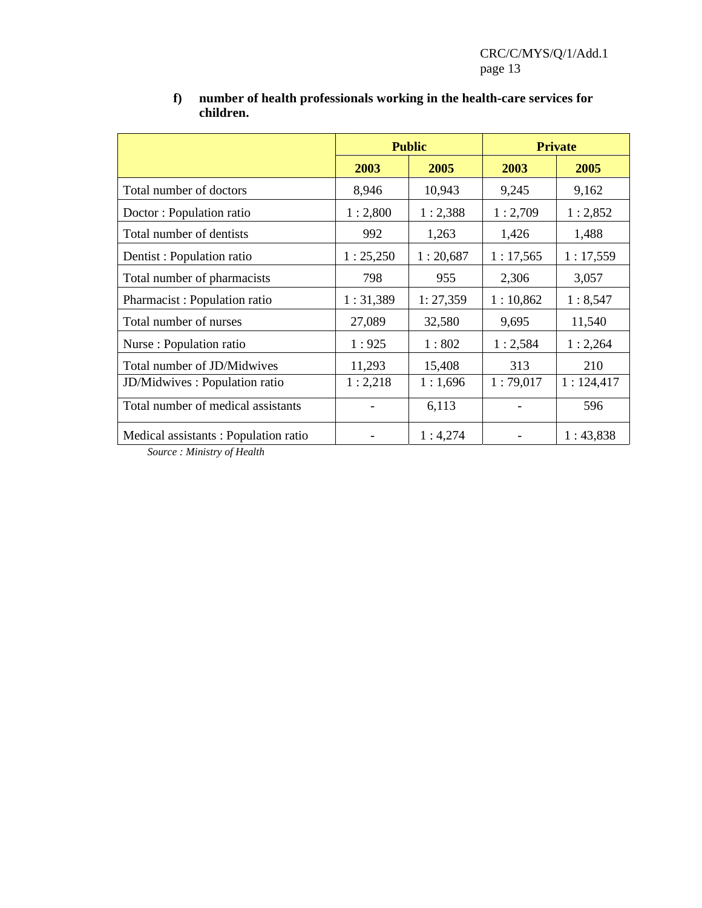**f) number of health professionals working in the health-care services for children.**

| | Public | | Private | |
|---|---|---|---|---|
| | 2003 | 2005 | 2003 | 2005 |
| Total number of doctors | 8,946 | 10,943 | 9,245 | 9,162 |
| Doctor : Population ratio | 1 : 2,800 | 1 : 2,388 | 1 : 2,709 | 1 : 2,852 |
| Total number of dentists | 992 | 1,263 | 1,426 | 1,488 |
| Dentist : Population ratio | 1 : 25,250 | 1 : 20,687 | 1 : 17,565 | 1 : 17,559 |
| Total number of pharmacists | 798 | 955 | 2,306 | 3,057 |
| Pharmacist : Population ratio | 1 : 31,389 | 1: 27,359 | 1 : 10,862 | 1 : 8,547 |
| Total number of nurses | 27,089 | 32,580 | 9,695 | 11,540 |
| Nurse : Population ratio | 1 : 925 | 1 : 802 | 1 : 2,584 | 1 : 2,264 |
| Total number of JD/Midwives | 11,293 | 15,408 | 313 | 210 |
| JD/Midwives : Population ratio | 1 : 2,218 | 1 : 1,696 | 1 : 79,017 | 1 : 124,417 |
| Total number of medical assistants | - | 6,113 | - | 596 |
| Medical assistants : Population ratio | - | 1 : 4,274 | - | 1 : 43,838 |

*Source : Ministry of Health*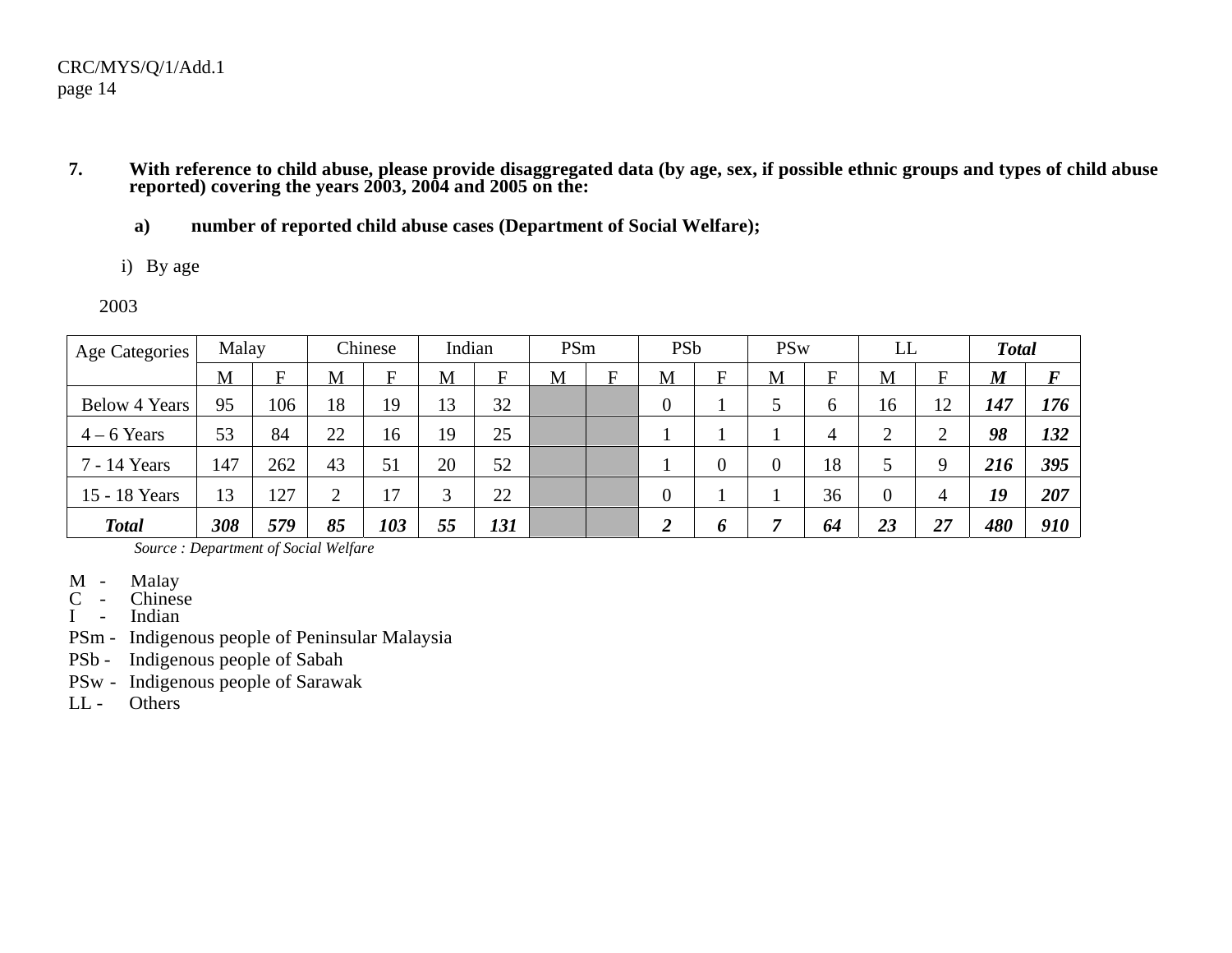**7. With reference to child abuse, please provide disaggregated data (by age, sex, if possible ethnic groups and types of child abuse reported) covering the years 2003, 2004 and 2005 on the:**

**a) number of reported child abuse cases (Department of Social Welfare);**

i) By age

2003

| Age Categories | Malay | | Chinese | | Indian | | PSm | | PSb | | PSw | | LL | | ***Total*** | |
|---|---|---|---|---|---|---|---|---|---|---|---|---|---|---|---|---|
| | M | F | M | F | M | F | M | F | M | F | M | F | M | F | ***M*** | ***F*** |
| Below 4 Years | 95 | 106 | 18 | 19 | 13 | 32 | | | 0 | 1 | 5 | 6 | 16 | 12 | ***147*** | ***176*** |
| 4 – 6 Years | 53 | 84 | 22 | 16 | 19 | 25 | | | 1 | 1 | 1 | 4 | 2 | 2 | ***98*** | ***132*** |
| 7 - 14 Years | 147 | 262 | 43 | 51 | 20 | 52 | | | 1 | 0 | 0 | 18 | 5 | 9 | ***216*** | ***395*** |
| 15 - 18 Years | 13 | 127 | 2 | 17 | 3 | 22 | | | 0 | 1 | 1 | 36 | 0 | 4 | ***19*** | ***207*** |
| ***Total*** | ***308*** | ***579*** | ***85*** | ***103*** | ***55*** | ***131*** | | | ***2*** | ***6*** | ***7*** | ***64*** | ***23*** | ***27*** | ***480*** | ***910*** |

*Source : Department of Social Welfare*

M - Malay
C - Chinese
I - Indian
PSm - Indigenous people of Peninsular Malaysia
PSb - Indigenous people of Sabah
PSw - Indigenous people of Sarawak
LL - Others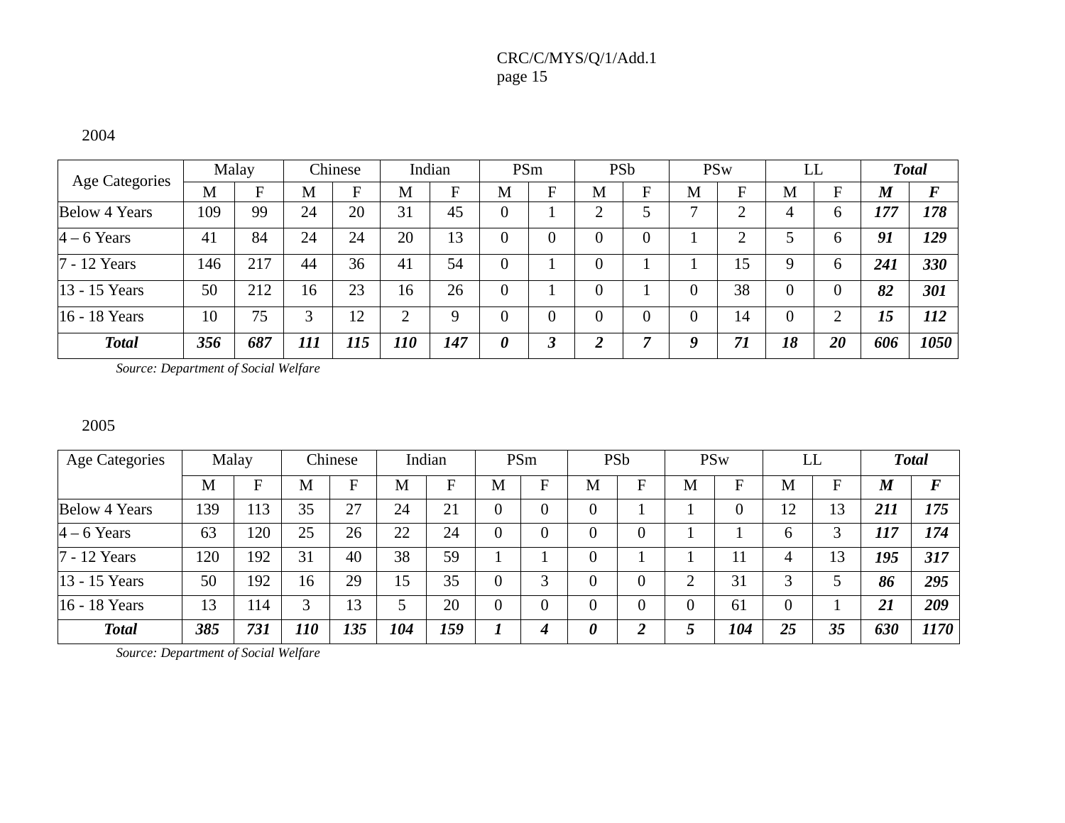2004

| Age Categories | Malay | | Chinese | | Indian | | PSm | | PSb | | PSw | | LL | | ***Total*** | |
|---|---|---|---|---|---|---|---|---|---|---|---|---|---|---|---|---|
| | M | F | M | F | M | F | M | F | M | F | M | F | M | F | ***M*** | ***F*** |
| Below 4 Years | 109 | 99 | 24 | 20 | 31 | 45 | 0 | 1 | 2 | 5 | 7 | 2 | 4 | 6 | ***177*** | ***178*** |
| 4 – 6 Years | 41 | 84 | 24 | 24 | 20 | 13 | 0 | 0 | 0 | 0 | 1 | 2 | 5 | 6 | ***91*** | ***129*** |
| 7 - 12 Years | 146 | 217 | 44 | 36 | 41 | 54 | 0 | 1 | 0 | 1 | 1 | 15 | 9 | 6 | ***241*** | ***330*** |
| 13 - 15 Years | 50 | 212 | 16 | 23 | 16 | 26 | 0 | 1 | 0 | 1 | 0 | 38 | 0 | 0 | ***82*** | ***301*** |
| 16 - 18 Years | 10 | 75 | 3 | 12 | 2 | 9 | 0 | 0 | 0 | 0 | 0 | 14 | 0 | 2 | ***15*** | ***112*** |
| ***Total*** | ***356*** | ***687*** | ***111*** | ***115*** | ***110*** | ***147*** | ***0*** | ***3*** | ***2*** | ***7*** | ***9*** | ***71*** | ***18*** | ***20*** | ***606*** | ***1050*** |

*Source: Department of Social Welfare*

2005

| Age Categories | Malay | | Chinese | | Indian | | PSm | | PSb | | PSw | | LL | | ***Total*** | |
|---|---|---|---|---|---|---|---|---|---|---|---|---|---|---|---|---|
| | M | F | M | F | M | F | M | F | M | F | M | F | M | F | ***M*** | ***F*** |
| Below 4 Years | 139 | 113 | 35 | 27 | 24 | 21 | 0 | 0 | 0 | 1 | 1 | 0 | 12 | 13 | ***211*** | ***175*** |
| 4 – 6 Years | 63 | 120 | 25 | 26 | 22 | 24 | 0 | 0 | 0 | 0 | 1 | 1 | 6 | 3 | ***117*** | ***174*** |
| 7 - 12 Years | 120 | 192 | 31 | 40 | 38 | 59 | 1 | 1 | 0 | 1 | 1 | 11 | 4 | 13 | ***195*** | ***317*** |
| 13 - 15 Years | 50 | 192 | 16 | 29 | 15 | 35 | 0 | 3 | 0 | 0 | 2 | 31 | 3 | 5 | ***86*** | ***295*** |
| 16 - 18 Years | 13 | 114 | 3 | 13 | 5 | 20 | 0 | 0 | 0 | 0 | 0 | 61 | 0 | 1 | ***21*** | ***209*** |
| ***Total*** | ***385*** | ***731*** | ***110*** | ***135*** | ***104*** | ***159*** | ***1*** | ***4*** | ***0*** | ***2*** | ***5*** | ***104*** | ***25*** | ***35*** | ***630*** | ***1170*** |

*Source: Department of Social Welfare*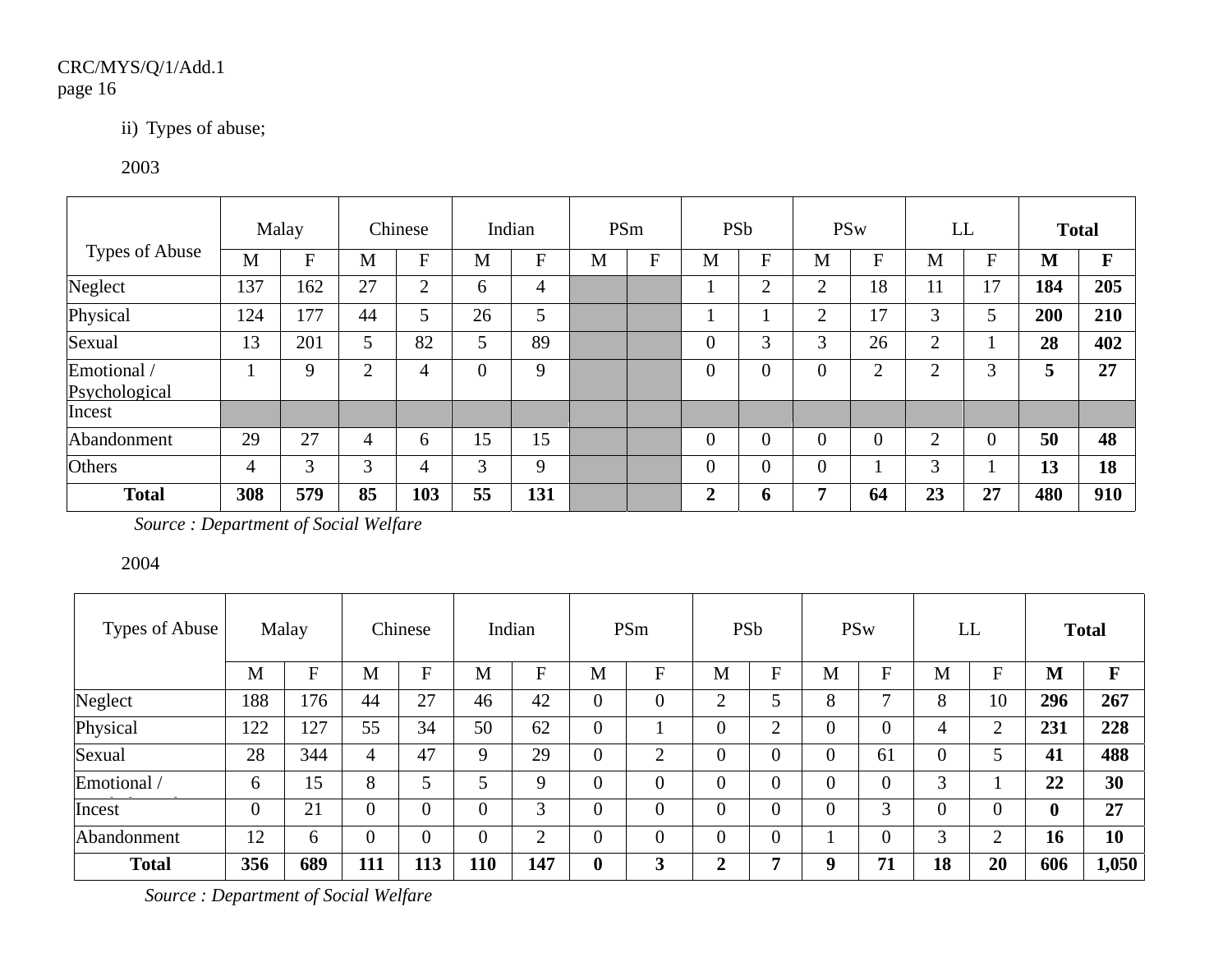ii) Types of abuse;

2003

| Types of Abuse | Malay | | Chinese | | Indian | | PSm | | PSb | | PSw | | LL | | **Total** | |
|---|---|---|---|---|---|---|---|---|---|---|---|---|---|---|---|---|
| | M | F | M | F | M | F | M | F | M | F | M | F | M | F | **M** | **F** |
| Neglect | 137 | 162 | 27 | 2 | 6 | 4 | | | 1 | 2 | 2 | 18 | 11 | 17 | **184** | **205** |
| Physical | 124 | 177 | 44 | 5 | 26 | 5 | | | 1 | 1 | 2 | 17 | 3 | 5 | **200** | **210** |
| Sexual | 13 | 201 | 5 | 82 | 5 | 89 | | | 0 | 3 | 3 | 26 | 2 | 1 | **28** | **402** |
| Emotional / Psychological | 1 | 9 | 2 | 4 | 0 | 9 | | | 0 | 0 | 0 | 2 | 2 | 3 | **5** | **27** |
| Incest | | | | | | | | | | | | | | | | |
| Abandonment | 29 | 27 | 4 | 6 | 15 | 15 | | | 0 | 0 | 0 | 0 | 2 | 0 | **50** | **48** |
| Others | 4 | 3 | 3 | 4 | 3 | 9 | | | 0 | 0 | 0 | 1 | 3 | 1 | **13** | **18** |
| **Total** | **308** | **579** | **85** | **103** | **55** | **131** | | | **2** | **6** | **7** | **64** | **23** | **27** | **480** | **910** |

*Source : Department of Social Welfare*

2004

| Types of Abuse | Malay | | Chinese | | Indian | | PSm | | PSb | | PSw | | LL | | **Total** | |
|---|---|---|---|---|---|---|---|---|---|---|---|---|---|---|---|---|
| | M | F | M | F | M | F | M | F | M | F | M | F | M | F | **M** | **F** |
| Neglect | 188 | 176 | 44 | 27 | 46 | 42 | 0 | 0 | 2 | 5 | 8 | 7 | 8 | 10 | **296** | **267** |
| Physical | 122 | 127 | 55 | 34 | 50 | 62 | 0 | 1 | 0 | 2 | 0 | 0 | 4 | 2 | **231** | **228** |
| Sexual | 28 | 344 | 4 | 47 | 9 | 29 | 0 | 2 | 0 | 0 | 0 | 61 | 0 | 5 | **41** | **488** |
| Emotional / | 6 | 15 | 8 | 5 | 5 | 9 | 0 | 0 | 0 | 0 | 0 | 0 | 3 | 1 | **22** | **30** |
| Incest | 0 | 21 | 0 | 0 | 0 | 3 | 0 | 0 | 0 | 0 | 0 | 3 | 0 | 0 | **0** | **27** |
| Abandonment | 12 | 6 | 0 | 0 | 0 | 2 | 0 | 0 | 0 | 0 | 1 | 0 | 3 | 2 | **16** | **10** |
| **Total** | **356** | **689** | **111** | **113** | **110** | **147** | **0** | **3** | **2** | **7** | **9** | **71** | **18** | **20** | **606** | **1,050** |

*Source : Department of Social Welfare*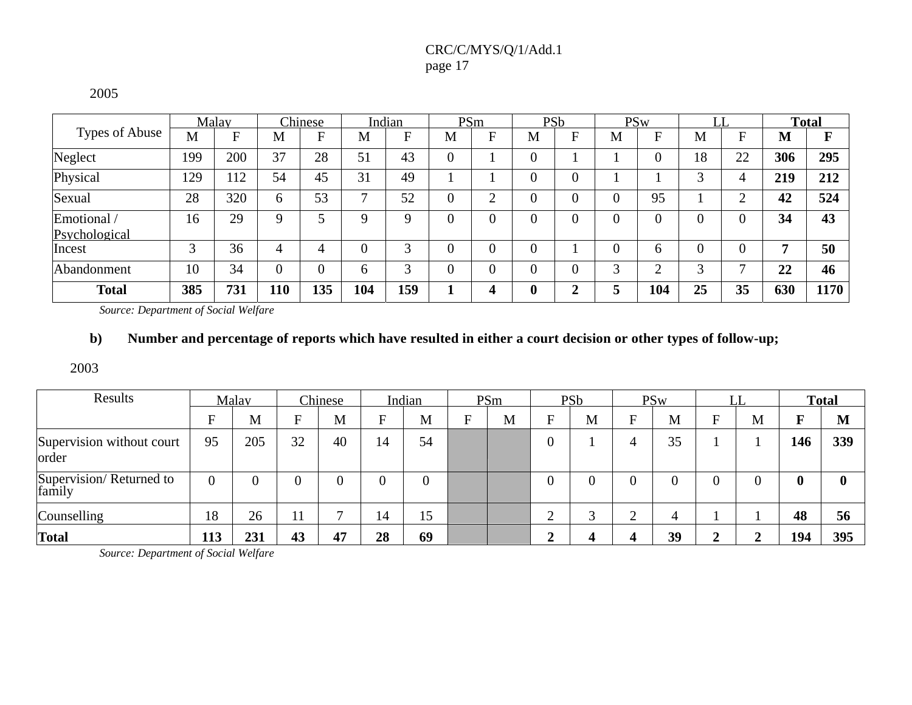2005

| Types of Abuse | Malay | | Chinese | | Indian | | PSm | | PSb | | PSw | | LL | | **Total** | |
|---|---|---|---|---|---|---|---|---|---|---|---|---|---|---|---|---|
| | M | F | M | F | M | F | M | F | M | F | M | F | M | F | **M** | **F** |
| Neglect | 199 | 200 | 37 | 28 | 51 | 43 | 0 | 1 | 0 | 1 | 1 | 0 | 18 | 22 | **306** | **295** |
| Physical | 129 | 112 | 54 | 45 | 31 | 49 | 1 | 1 | 0 | 0 | 1 | 1 | 3 | 4 | **219** | **212** |
| Sexual | 28 | 320 | 6 | 53 | 7 | 52 | 0 | 2 | 0 | 0 | 0 | 95 | 1 | 2 | **42** | **524** |
| Emotional / Psychological | 16 | 29 | 9 | 5 | 9 | 9 | 0 | 0 | 0 | 0 | 0 | 0 | 0 | 0 | **34** | **43** |
| Incest | 3 | 36 | 4 | 4 | 0 | 3 | 0 | 0 | 0 | 1 | 0 | 6 | 0 | 0 | **7** | **50** |
| Abandonment | 10 | 34 | 0 | 0 | 6 | 3 | 0 | 0 | 0 | 0 | 3 | 2 | 3 | 7 | **22** | **46** |
| **Total** | **385** | **731** | **110** | **135** | **104** | **159** | **1** | **4** | **0** | **2** | **5** | **104** | **25** | **35** | **630** | **1170** |

*Source: Department of Social Welfare*

**b) Number and percentage of reports which have resulted in either a court decision or other types of follow-up;**

2003

| Results | Malay | | Chinese | | Indian | | PSm | | PSb | | PSw | | LL | | **Total** | |
|---|---|---|---|---|---|---|---|---|---|---|---|---|---|---|---|---|
| | F | M | F | M | F | M | F | M | F | M | F | M | F | M | **F** | **M** |
| Supervision without court order | 95 | 205 | 32 | 40 | 14 | 54 | | | 0 | 1 | 4 | 35 | 1 | 1 | **146** | **339** |
| Supervision/ Returned to family | 0 | 0 | 0 | 0 | 0 | 0 | | | 0 | 0 | 0 | 0 | 0 | 0 | **0** | **0** |
| Counselling | 18 | 26 | 11 | 7 | 14 | 15 | | | 2 | 3 | 2 | 4 | 1 | 1 | **48** | **56** |
| **Total** | **113** | **231** | **43** | **47** | **28** | **69** | | | **2** | **4** | **4** | **39** | **2** | **2** | **194** | **395** |

*Source: Department of Social Welfare*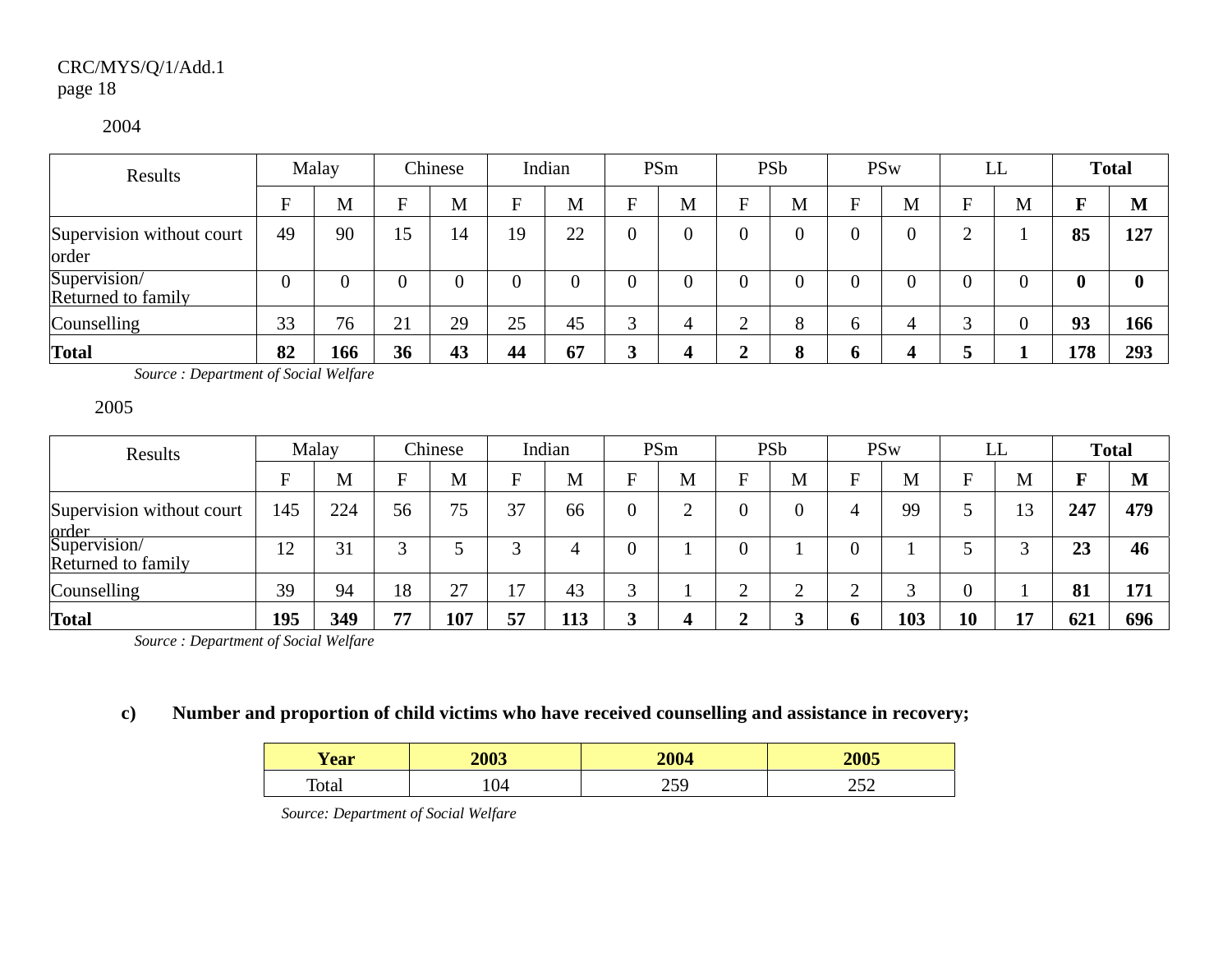2004

| Results | Malay | | Chinese | | Indian | | PSm | | PSb | | PSw | | LL | | **Total** | |
|---|---|---|---|---|---|---|---|---|---|---|---|---|---|---|---|---|
| | F | M | F | M | F | M | F | M | F | M | F | M | F | M | **F** | **M** |
| Supervision without court order | 49 | 90 | 15 | 14 | 19 | 22 | 0 | 0 | 0 | 0 | 0 | 0 | 2 | 1 | **85** | **127** |
| Supervision/ Returned to family | 0 | 0 | 0 | 0 | 0 | 0 | 0 | 0 | 0 | 0 | 0 | 0 | 0 | 0 | **0** | **0** |
| Counselling | 33 | 76 | 21 | 29 | 25 | 45 | 3 | 4 | 2 | 8 | 6 | 4 | 3 | 0 | **93** | **166** |
| **Total** | **82** | **166** | **36** | **43** | **44** | **67** | **3** | **4** | **2** | **8** | **6** | **4** | **5** | **1** | **178** | **293** |

*Source : Department of Social Welfare*

2005

| Results | Malay | | Chinese | | Indian | | PSm | | PSb | | PSw | | LL | | **Total** | |
|---|---|---|---|---|---|---|---|---|---|---|---|---|---|---|---|---|
| | F | M | F | M | F | M | F | M | F | M | F | M | F | M | **F** | **M** |
| Supervision without court order | 145 | 224 | 56 | 75 | 37 | 66 | 0 | 2 | 0 | 0 | 4 | 99 | 5 | 13 | **247** | **479** |
| Supervision/ Returned to family | 12 | 31 | 3 | 5 | 3 | 4 | 0 | 1 | 0 | 1 | 0 | 1 | 5 | 3 | **23** | **46** |
| Counselling | 39 | 94 | 18 | 27 | 17 | 43 | 3 | 1 | 2 | 2 | 2 | 3 | 0 | 1 | **81** | **171** |
| **Total** | **195** | **349** | **77** | **107** | **57** | **113** | **3** | **4** | **2** | **3** | **6** | **103** | **10** | **17** | **621** | **696** |

*Source : Department of Social Welfare*

**c) Number and proportion of child victims who have received counselling and assistance in recovery;**

| **Year** | **2003** | **2004** | **2005** |
|---|---|---|---|
| Total | 104 | 259 | 252 |

*Source: Department of Social Welfare*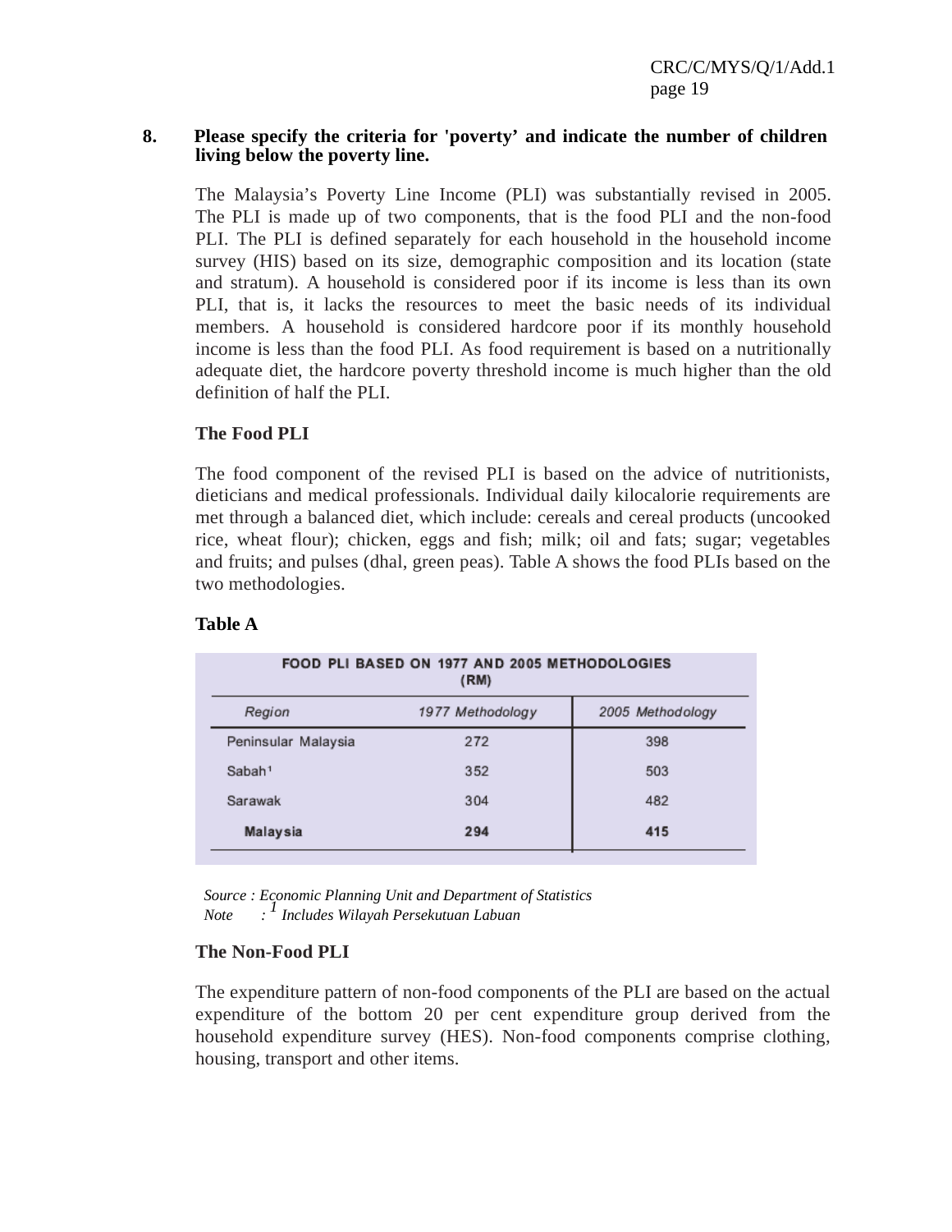**8. Please specify the criteria for 'poverty' and indicate the number of children living below the poverty line.**

The Malaysia's Poverty Line Income (PLI) was substantially revised in 2005. The PLI is made up of two components, that is the food PLI and the non-food PLI. The PLI is defined separately for each household in the household income survey (HIS) based on its size, demographic composition and its location (state and stratum). A household is considered poor if its income is less than its own PLI, that is, it lacks the resources to meet the basic needs of its individual members. A household is considered hardcore poor if its monthly household income is less than the food PLI. As food requirement is based on a nutritionally adequate diet, the hardcore poverty threshold income is much higher than the old definition of half the PLI.

**The Food PLI**

The food component of the revised PLI is based on the advice of nutritionists, dieticians and medical professionals. Individual daily kilocalorie requirements are met through a balanced diet, which include: cereals and cereal products (uncooked rice, wheat flour); chicken, eggs and fish; milk; oil and fats; sugar; vegetables and fruits; and pulses (dhal, green peas). Table A shows the food PLIs based on the two methodologies.

**Table A**

**FOOD PLI BASED ON 1977 AND 2005 METHODOLOGIES (RM)**

| Region | 1977 Methodology | 2005 Methodology |
|---|---|---|
| Peninsular Malaysia | 272 | 398 |
| Sabah[1] | 352 | 503 |
| Sarawak | 304 | 482 |
| **Malaysia** | **294** | **415** |

*Source : Economic Planning Unit and Department of Statistics*
*Note : [1] Includes Wilayah Persekutuan Labuan*

**The Non-Food PLI**

The expenditure pattern of non-food components of the PLI are based on the actual expenditure of the bottom 20 per cent expenditure group derived from the household expenditure survey (HES). Non-food components comprise clothing, housing, transport and other items.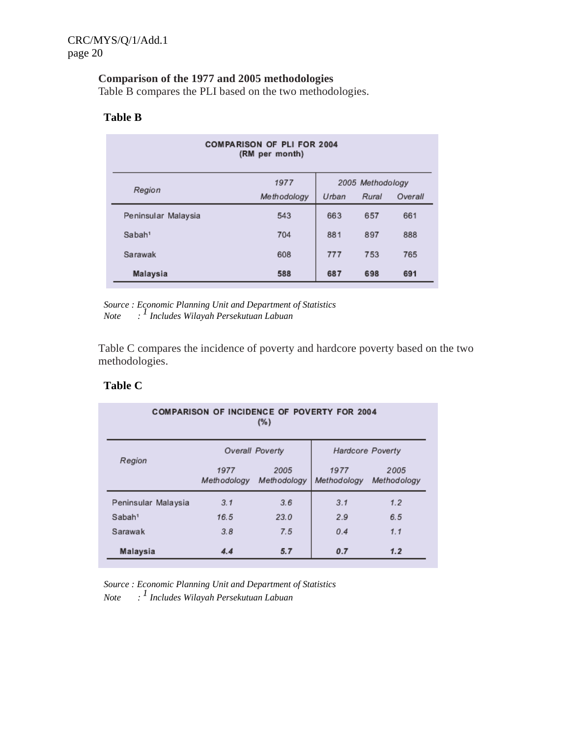**Comparison of the 1977 and 2005 methodologies**

Table B compares the PLI based on the two methodologies.

**Table B**

**COMPARISON OF PLI FOR 2004**
**(RM per month)**

| Region | 1977 Methodology | 2005 Methodology | | |
|---|---|---|---|---|
| | | Urban | Rural | Overall |
| Peninsular Malaysia | 543 | 663 | 657 | 661 |
| Sabah[1] | 704 | 881 | 897 | 888 |
| Sarawak | 608 | 777 | 753 | 765 |
| **Malaysia** | **588** | **687** | **698** | **691** |

*Source : Economic Planning Unit and Department of Statistics*
*Note : [1] Includes Wilayah Persekutuan Labuan*

Table C compares the incidence of poverty and hardcore poverty based on the two methodologies.

**Table C**

**COMPARISON OF INCIDENCE OF POVERTY FOR 2004**
**(%)**

| Region | Overall Poverty | | Hardcore Poverty | |
|---|---|---|---|---|
| | 1977 Methodology | 2005 Methodology | 1977 Methodology | 2005 Methodology |
| Peninsular Malaysia | 3.1 | 3.6 | 3.1 | 1.2 |
| Sabah[1] | 16.5 | 23.0 | 2.9 | 6.5 |
| Sarawak | 3.8 | 7.5 | 0.4 | 1.1 |
| **Malaysia** | **4.4** | **5.7** | **0.7** | **1.2** |

*Source : Economic Planning Unit and Department of Statistics*
*Note : [1] Includes Wilayah Persekutuan Labuan*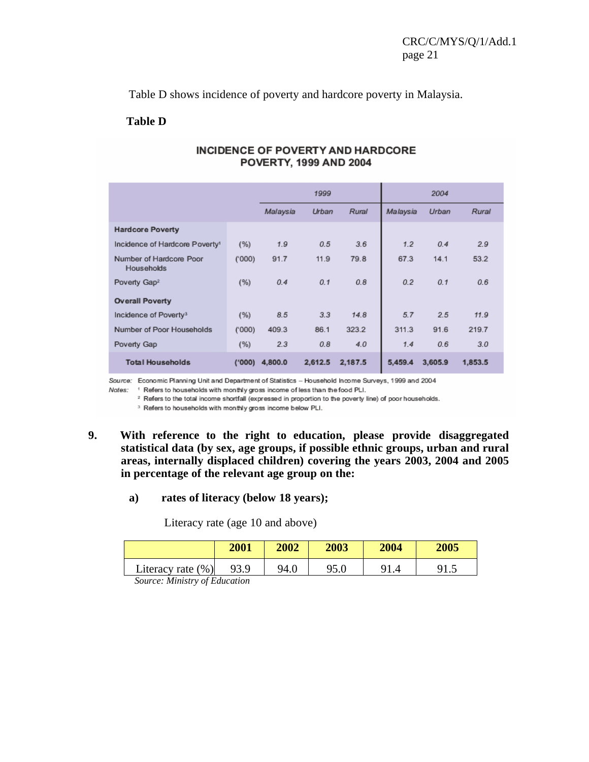Table D shows incidence of poverty and hardcore poverty in Malaysia.

**Table D**

**INCIDENCE OF POVERTY AND HARDCORE POVERTY, 1999 AND 2004**

| | | 1999 | | | 2004 | | |
|---|---|---|---|---|---|---|---|
| | | *Malaysia* | *Urban* | *Rural* | *Malaysia* | *Urban* | *Rural* |
| **Hardcore Poverty** | | | | | | | |
| Incidence of Hardcore Poverty[1] | (%) | *1.9* | *0.5* | *3.6* | *1.2* | *0.4* | *2.9* |
| Number of Hardcore Poor Households | ('000) | 91.7 | 11.9 | 79.8 | 67.3 | 14.1 | 53.2 |
| Poverty Gap[2] | (%) | *0.4* | *0.1* | *0.8* | *0.2* | *0.1* | *0.6* |
| **Overall Poverty** | | | | | | | |
| Incidence of Poverty[3] | (%) | *8.5* | *3.3* | *14.8* | *5.7* | *2.5* | *11.9* |
| Number of Poor Households | ('000) | 409.3 | 86.1 | 323.2 | 311.3 | 91.6 | 219.7 |
| Poverty Gap | (%) | *2.3* | *0.8* | *4.0* | *1.4* | *0.6* | *3.0* |
| **Total Households** | **('000)** | **4,800.0** | **2,612.5** | **2,187.5** | **5,459.4** | **3,605.9** | **1,853.5** |

*Source:* Economic Planning Unit and Department of Statistics – Household Income Surveys, 1999 and 2004

*Notes:* [1] Refers to households with monthly gross income of less than the food PLI.

[2] Refers to the total income shortfall (expressed in proportion to the poverty line) of poor households.

[3] Refers to households with monthly gross income below PLI.

**9. With reference to the right to education, please provide disaggregated statistical data (by sex, age groups, if possible ethnic groups, urban and rural areas, internally displaced children) covering the years 2003, 2004 and 2005 in percentage of the relevant age group on the:**

**a) rates of literacy (below 18 years);**

Literacy rate (age 10 and above)

| | 2001 | 2002 | 2003 | 2004 | 2005 |
|---|---|---|---|---|---|
| Literacy rate (%) | 93.9 | 94.0 | 95.0 | 91.4 | 91.5 |

*Source: Ministry of Education*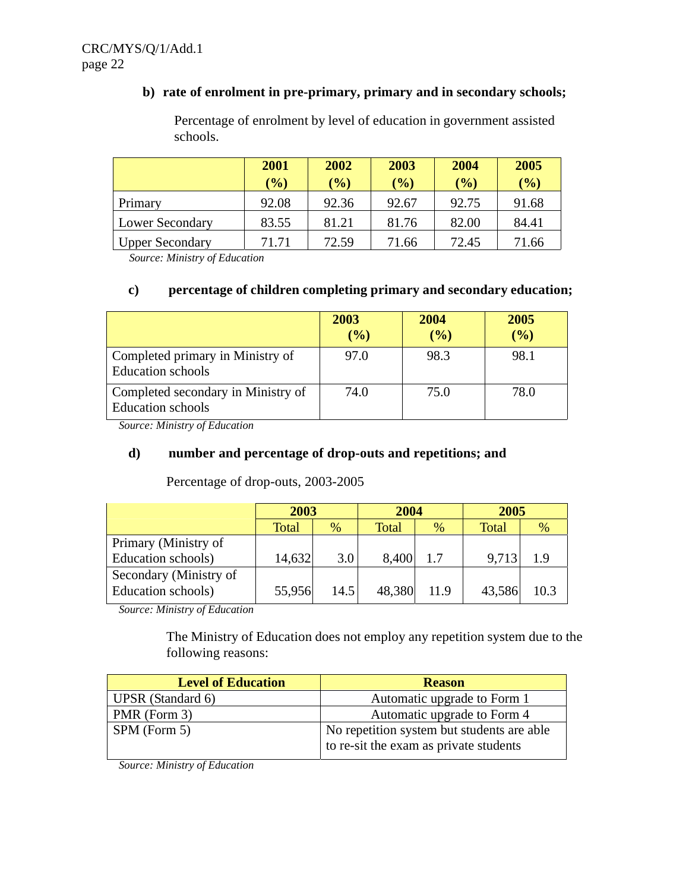**b) rate of enrolment in pre-primary, primary and in secondary schools;**

Percentage of enrolment by level of education in government assisted schools.

| | 2001 (%) | 2002 (%) | 2003 (%) | 2004 (%) | 2005 (%) |
|---|---|---|---|---|---|
| Primary | 92.08 | 92.36 | 92.67 | 92.75 | 91.68 |
| Lower Secondary | 83.55 | 81.21 | 81.76 | 82.00 | 84.41 |
| Upper Secondary | 71.71 | 72.59 | 71.66 | 72.45 | 71.66 |

*Source: Ministry of Education*

**c) percentage of children completing primary and secondary education;**

| | 2003 (%) | 2004 (%) | 2005 (%) |
|---|---|---|---|
| Completed primary in Ministry of Education schools | 97.0 | 98.3 | 98.1 |
| Completed secondary in Ministry of Education schools | 74.0 | 75.0 | 78.0 |

*Source: Ministry of Education*

**d) number and percentage of drop-outs and repetitions; and**

Percentage of drop-outs, 2003-2005

| | 2003 | | 2004 | | 2005 | |
|---|---|---|---|---|---|---|
| | Total | % | Total | % | Total | % |
| Primary (Ministry of Education schools) | 14,632 | 3.0 | 8,400 | 1.7 | 9,713 | 1.9 |
| Secondary (Ministry of Education schools) | 55,956 | 14.5 | 48,380 | 11.9 | 43,586 | 10.3 |

*Source: Ministry of Education*

The Ministry of Education does not employ any repetition system due to the following reasons:

| Level of Education | Reason |
|---|---|
| UPSR (Standard 6) | Automatic upgrade to Form 1 |
| PMR (Form 3) | Automatic upgrade to Form 4 |
| SPM (Form 5) | No repetition system but students are able to re-sit the exam as private students |

*Source: Ministry of Education*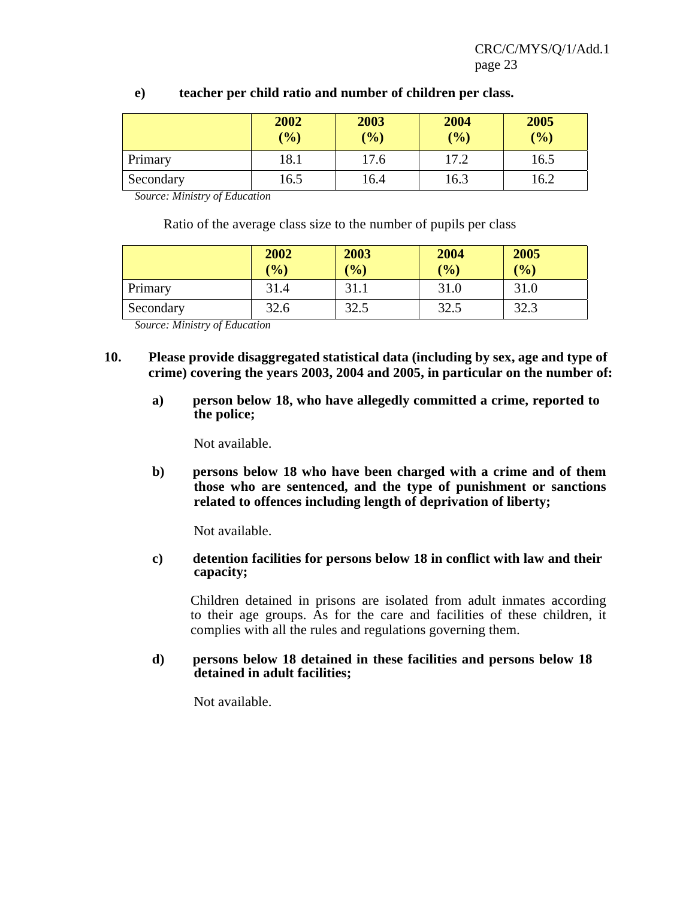**e) teacher per child ratio and number of children per class.**

| | 2002 (%) | 2003 (%) | 2004 (%) | 2005 (%) |
|---|---|---|---|---|
| Primary | 18.1 | 17.6 | 17.2 | 16.5 |
| Secondary | 16.5 | 16.4 | 16.3 | 16.2 |

*Source: Ministry of Education*

Ratio of the average class size to the number of pupils per class

| | 2002 (%) | 2003 (%) | 2004 (%) | 2005 (%) |
|---|---|---|---|---|
| Primary | 31.4 | 31.1 | 31.0 | 31.0 |
| Secondary | 32.6 | 32.5 | 32.5 | 32.3 |

*Source: Ministry of Education*

**10. Please provide disaggregated statistical data (including by sex, age and type of crime) covering the years 2003, 2004 and 2005, in particular on the number of:**

**a) person below 18, who have allegedly committed a crime, reported to the police;**

Not available.

**b) persons below 18 who have been charged with a crime and of them those who are sentenced, and the type of punishment or sanctions related to offences including length of deprivation of liberty;**

Not available.

**c) detention facilities for persons below 18 in conflict with law and their capacity;**

Children detained in prisons are isolated from adult inmates according to their age groups. As for the care and facilities of these children, it complies with all the rules and regulations governing them.

**d) persons below 18 detained in these facilities and persons below 18 detained in adult facilities;**

Not available.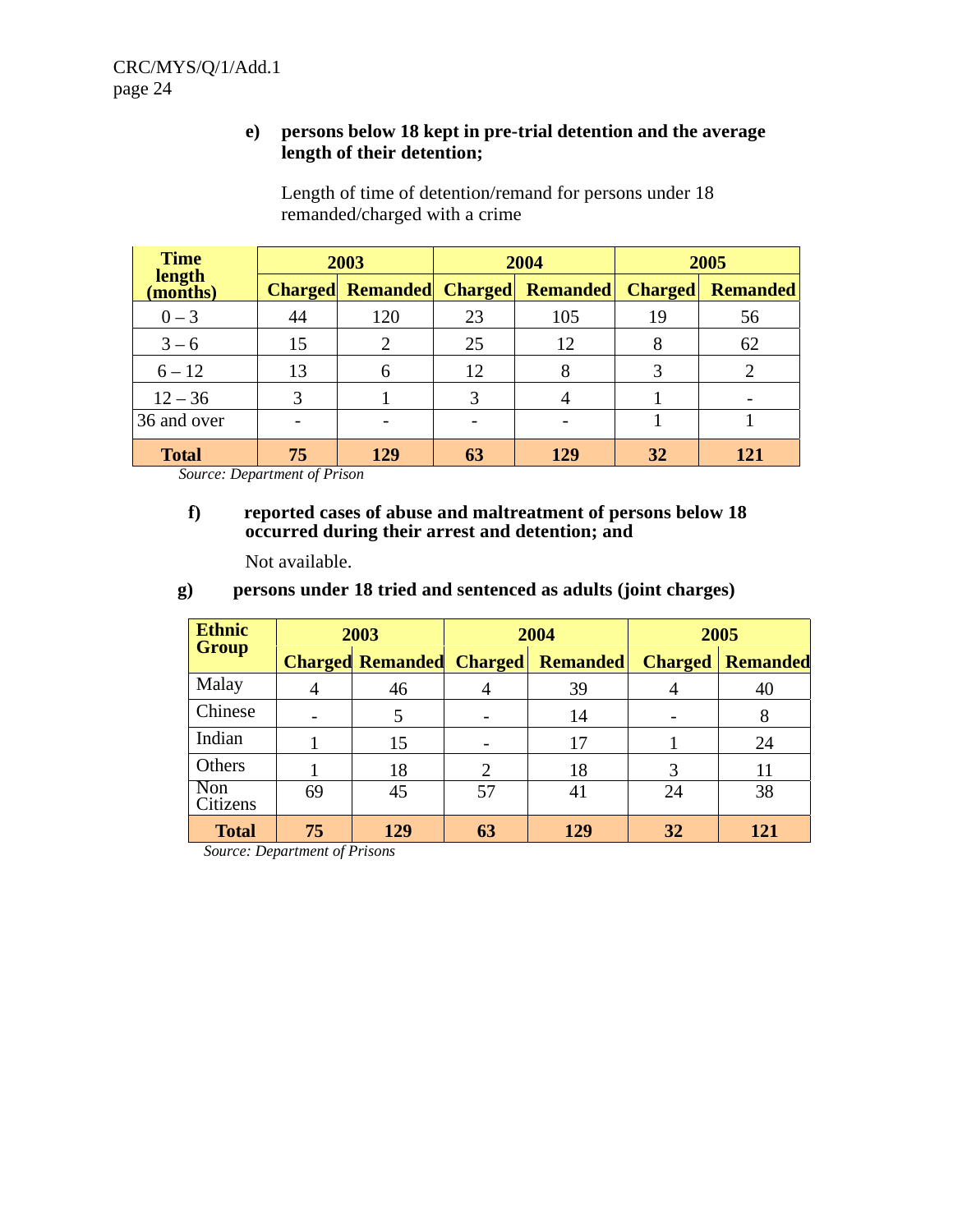**e) persons below 18 kept in pre-trial detention and the average length of their detention;**

Length of time of detention/remand for persons under 18 remanded/charged with a crime

| Time length (months) | 2003 | | 2004 | | 2005 | |
|---|---|---|---|---|---|---|
| | Charged | Remanded | Charged | Remanded | Charged | Remanded |
| 0 – 3 | 44 | 120 | 23 | 105 | 19 | 56 |
| 3 – 6 | 15 | 2 | 25 | 12 | 8 | 62 |
| 6 – 12 | 13 | 6 | 12 | 8 | 3 | 2 |
| 12 – 36 | 3 | 1 | 3 | 4 | 1 | - |
| 36 and over | - | - | - | - | 1 | 1 |
| **Total** | **75** | **129** | **63** | **129** | **32** | **121** |

*Source: Department of Prison*

**f) reported cases of abuse and maltreatment of persons below 18 occurred during their arrest and detention; and**

Not available.

**g) persons under 18 tried and sentenced as adults (joint charges)**

| Ethnic Group | 2003 | | 2004 | | 2005 | |
|---|---|---|---|---|---|---|
| | Charged | Remanded | Charged | Remanded | Charged | Remanded |
| Malay | 4 | 46 | 4 | 39 | 4 | 40 |
| Chinese | - | 5 | - | 14 | - | 8 |
| Indian | 1 | 15 | - | 17 | 1 | 24 |
| Others | 1 | 18 | 2 | 18 | 3 | 11 |
| Non Citizens | 69 | 45 | 57 | 41 | 24 | 38 |
| **Total** | **75** | **129** | **63** | **129** | **32** | **121** |

*Source: Department of Prisons*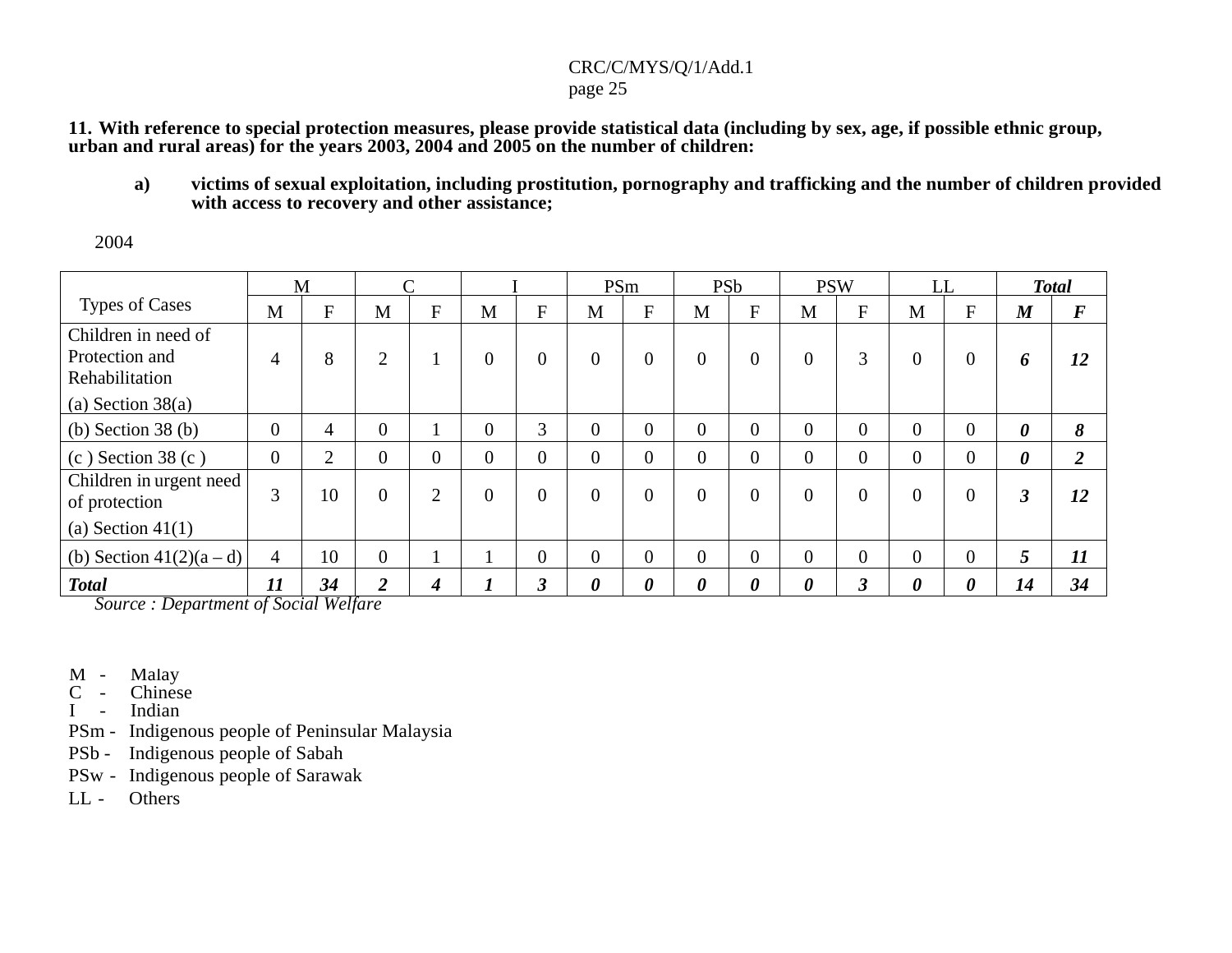**11. With reference to special protection measures, please provide statistical data (including by sex, age, if possible ethnic group, urban and rural areas) for the years 2003, 2004 and 2005 on the number of children:**

**a) victims of sexual exploitation, including prostitution, pornography and trafficking and the number of children provided with access to recovery and other assistance;**

2004

| Types of Cases | M | | C | | I | | PSm | | PSb | | PSW | | LL | | *Total* | |
|---|---|---|---|---|---|---|---|---|---|---|---|---|---|---|---|---|
| | M | F | M | F | M | F | M | F | M | F | M | F | M | F | ***M*** | ***F*** |
| Children in need of Protection and Rehabilitation (a) Section 38(a) | 4 | 8 | 2 | 1 | 0 | 0 | 0 | 0 | 0 | 0 | 0 | 3 | 0 | 0 | ***6*** | ***12*** |
| (b) Section 38 (b) | 0 | 4 | 0 | 1 | 0 | 3 | 0 | 0 | 0 | 0 | 0 | 0 | 0 | 0 | ***0*** | ***8*** |
| (c ) Section 38 (c ) | 0 | 2 | 0 | 0 | 0 | 0 | 0 | 0 | 0 | 0 | 0 | 0 | 0 | 0 | ***0*** | ***2*** |
| Children in urgent need of protection (a) Section 41(1) | 3 | 10 | 0 | 2 | 0 | 0 | 0 | 0 | 0 | 0 | 0 | 0 | 0 | 0 | ***3*** | ***12*** |
| (b) Section 41(2)(a – d) | 4 | 10 | 0 | 1 | 1 | 0 | 0 | 0 | 0 | 0 | 0 | 0 | 0 | 0 | ***5*** | ***11*** |
| ***Total*** | ***11*** | ***34*** | ***2*** | ***4*** | ***1*** | ***3*** | ***0*** | ***0*** | ***0*** | ***0*** | ***0*** | ***3*** | ***0*** | ***0*** | ***14*** | ***34*** |

*Source : Department of Social Welfare*

M - Malay
C - Chinese
I - Indian
PSm - Indigenous people of Peninsular Malaysia
PSb - Indigenous people of Sabah
PSw - Indigenous people of Sarawak
LL - Others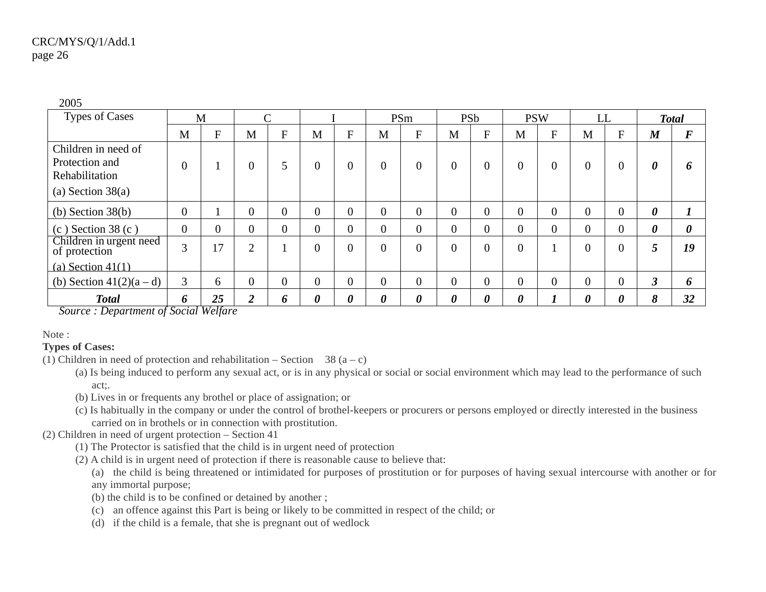2005

| Types of Cases | M | | C | | I | | PSm | | PSb | | PSW | | LL | | ***Total*** | |
|---|---|---|---|---|---|---|---|---|---|---|---|---|---|---|---|---|
| | M | F | M | F | M | F | M | F | M | F | M | F | M | F | ***M*** | ***F*** |
| Children in need of Protection and Rehabilitation (a) Section 38(a) | 0 | 1 | 0 | 5 | 0 | 0 | 0 | 0 | 0 | 0 | 0 | 0 | 0 | 0 | ***0*** | ***6*** |
| (b) Section 38(b) | 0 | 1 | 0 | 0 | 0 | 0 | 0 | 0 | 0 | 0 | 0 | 0 | 0 | 0 | ***0*** | ***1*** |
| (c ) Section 38 (c ) | 0 | 0 | 0 | 0 | 0 | 0 | 0 | 0 | 0 | 0 | 0 | 0 | 0 | 0 | ***0*** | ***0*** |
| Children in urgent need of protection (a) Section 41(1) | 3 | 17 | 2 | 1 | 0 | 0 | 0 | 0 | 0 | 0 | 0 | 1 | 0 | 0 | ***5*** | ***19*** |
| (b) Section 41(2)(a – d) | 3 | 6 | 0 | 0 | 0 | 0 | 0 | 0 | 0 | 0 | 0 | 0 | 0 | 0 | ***3*** | ***6*** |
| ***Total*** | ***6*** | ***25*** | ***2*** | ***6*** | ***0*** | ***0*** | ***0*** | ***0*** | ***0*** | ***0*** | ***0*** | ***1*** | ***0*** | ***0*** | ***8*** | ***32*** |

*Source : Department of Social Welfare*

Note :

**Types of Cases:**

(1) Children in need of protection and rehabilitation – Section 38 (a – c)

(a) Is being induced to perform any sexual act, or is in any physical or social or social environment which may lead to the performance of such act;.

(b) Lives in or frequents any brothel or place of assignation; or

(c) Is habitually in the company or under the control of brothel-keepers or procurers or persons employed or directly interested in the business carried on in brothels or in connection with prostitution.

(2) Children in need of urgent protection – Section 41

(1) The Protector is satisfied that the child is in urgent need of protection

(2) A child is in urgent need of protection if there is reasonable cause to believe that:

(a) the child is being threatened or intimidated for purposes of prostitution or for purposes of having sexual intercourse with another or for any immortal purpose;

(b) the child is to be confined or detained by another ;

(c) an offence against this Part is being or likely to be committed in respect of the child; or

(d) if the child is a female, that she is pregnant out of wedlock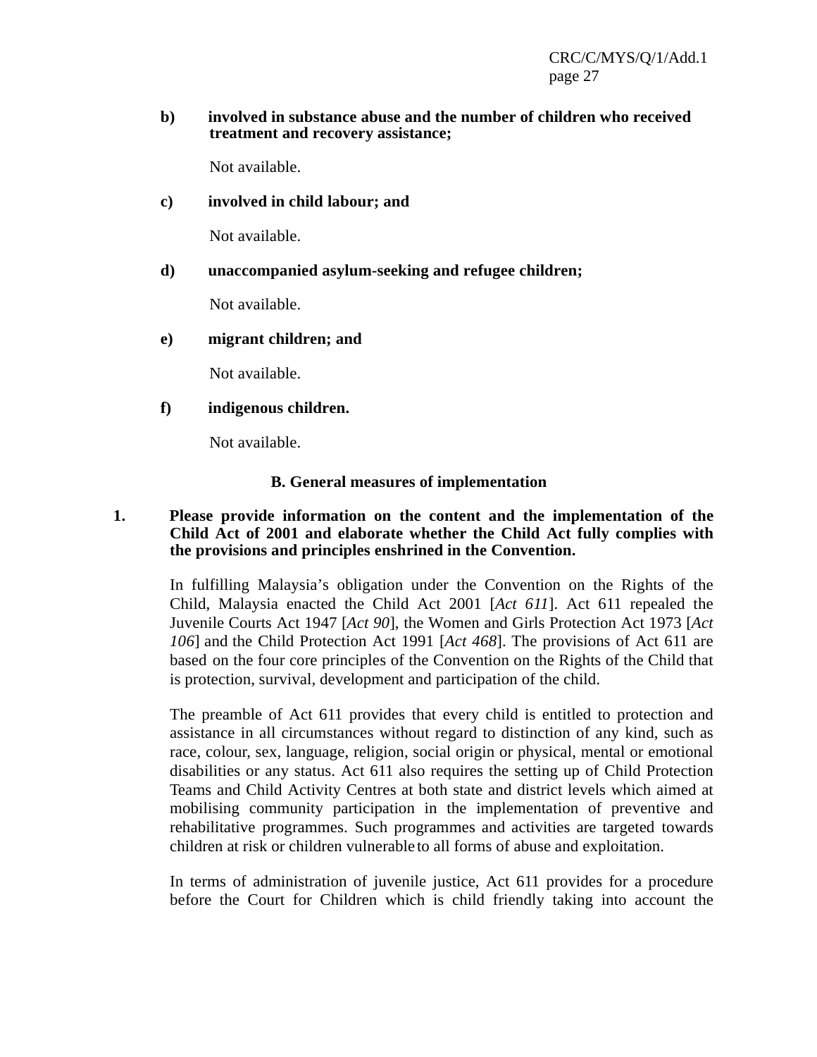**b) involved in substance abuse and the number of children who received treatment and recovery assistance;**

Not available.

**c) involved in child labour; and**

Not available.

**d) unaccompanied asylum-seeking and refugee children;**

Not available.

**e) migrant children; and**

Not available.

**f) indigenous children.**

Not available.

## B. General measures of implementation

**1. Please provide information on the content and the implementation of the Child Act of 2001 and elaborate whether the Child Act fully complies with the provisions and principles enshrined in the Convention.**

In fulfilling Malaysia's obligation under the Convention on the Rights of the Child, Malaysia enacted the Child Act 2001 [*Act 611*]. Act 611 repealed the Juvenile Courts Act 1947 [*Act 90*], the Women and Girls Protection Act 1973 [*Act 106*] and the Child Protection Act 1991 [*Act 468*]. The provisions of Act 611 are based on the four core principles of the Convention on the Rights of the Child that is protection, survival, development and participation of the child.

The preamble of Act 611 provides that every child is entitled to protection and assistance in all circumstances without regard to distinction of any kind, such as race, colour, sex, language, religion, social origin or physical, mental or emotional disabilities or any status. Act 611 also requires the setting up of Child Protection Teams and Child Activity Centres at both state and district levels which aimed at mobilising community participation in the implementation of preventive and rehabilitative programmes. Such programmes and activities are targeted towards children at risk or children vulnerable to all forms of abuse and exploitation.

In terms of administration of juvenile justice, Act 611 provides for a procedure before the Court for Children which is child friendly taking into account the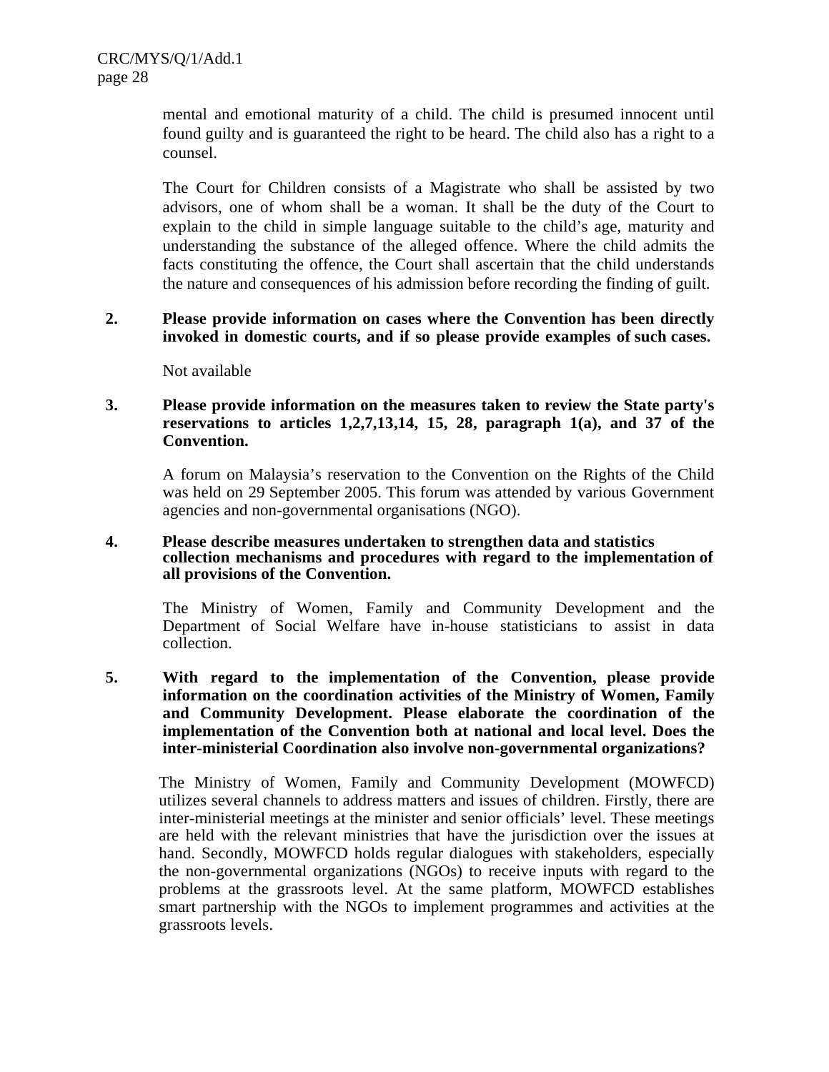mental and emotional maturity of a child. The child is presumed innocent until found guilty and is guaranteed the right to be heard. The child also has a right to a counsel.

The Court for Children consists of a Magistrate who shall be assisted by two advisors, one of whom shall be a woman. It shall be the duty of the Court to explain to the child in simple language suitable to the child's age, maturity and understanding the substance of the alleged offence. Where the child admits the facts constituting the offence, the Court shall ascertain that the child understands the nature and consequences of his admission before recording the finding of guilt.

**2. Please provide information on cases where the Convention has been directly invoked in domestic courts, and if so please provide examples of such cases.**

Not available

**3. Please provide information on the measures taken to review the State party's reservations to articles 1,2,7,13,14, 15, 28, paragraph 1(a), and 37 of the Convention.**

A forum on Malaysia's reservation to the Convention on the Rights of the Child was held on 29 September 2005. This forum was attended by various Government agencies and non-governmental organisations (NGO).

**4. Please describe measures undertaken to strengthen data and statistics collection mechanisms and procedures with regard to the implementation of all provisions of the Convention.**

The Ministry of Women, Family and Community Development and the Department of Social Welfare have in-house statisticians to assist in data collection.

**5. With regard to the implementation of the Convention, please provide information on the coordination activities of the Ministry of Women, Family and Community Development. Please elaborate the coordination of the implementation of the Convention both at national and local level. Does the inter-ministerial Coordination also involve non-governmental organizations?**

The Ministry of Women, Family and Community Development (MOWFCD) utilizes several channels to address matters and issues of children. Firstly, there are inter-ministerial meetings at the minister and senior officials' level. These meetings are held with the relevant ministries that have the jurisdiction over the issues at hand. Secondly, MOWFCD holds regular dialogues with stakeholders, especially the non-governmental organizations (NGOs) to receive inputs with regard to the problems at the grassroots level. At the same platform, MOWFCD establishes smart partnership with the NGOs to implement programmes and activities at the grassroots levels.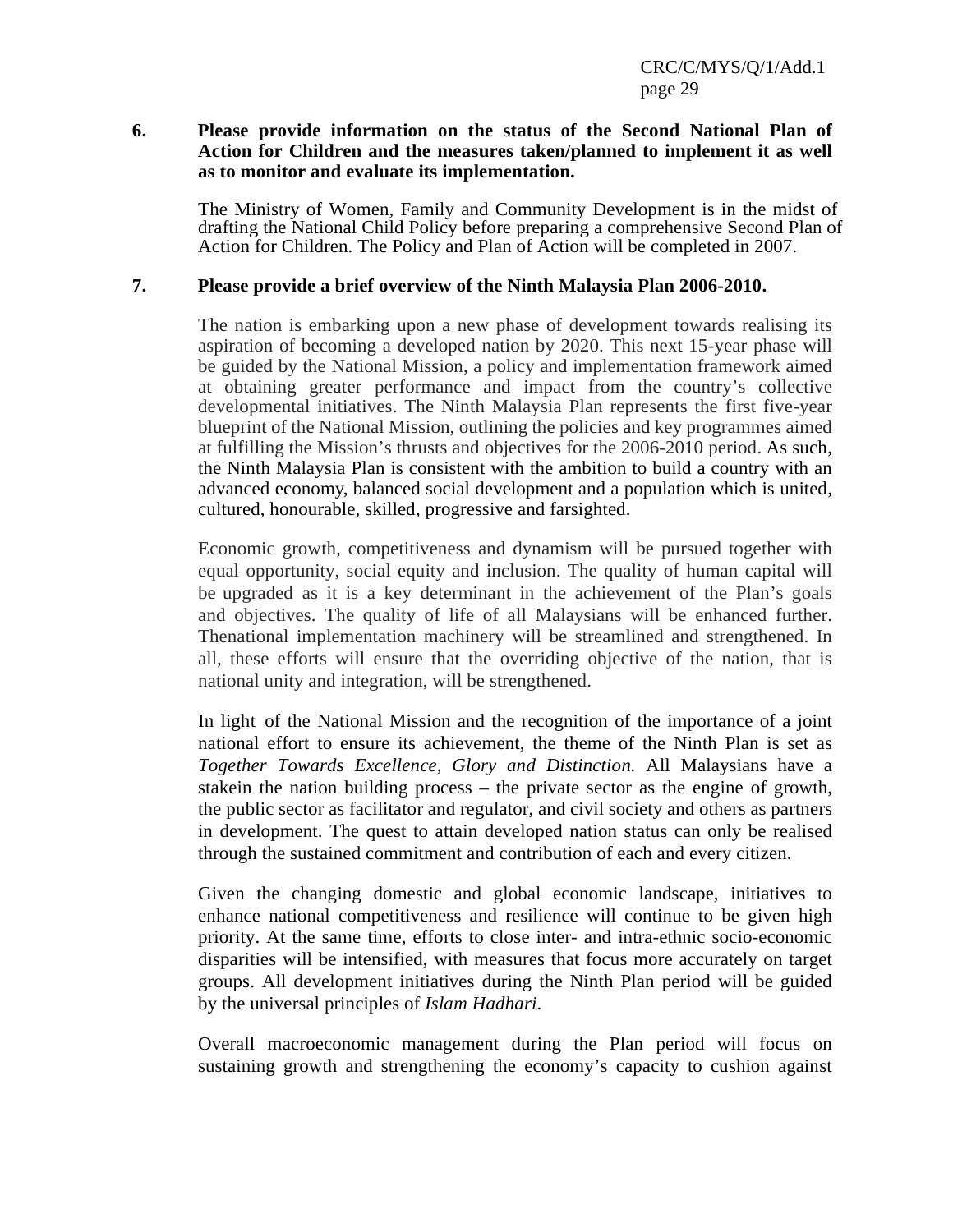**6. Please provide information on the status of the Second National Plan of Action for Children and the measures taken/planned to implement it as well as to monitor and evaluate its implementation.**

The Ministry of Women, Family and Community Development is in the midst of drafting the National Child Policy before preparing a comprehensive Second Plan of Action for Children. The Policy and Plan of Action will be completed in 2007.

**7. Please provide a brief overview of the Ninth Malaysia Plan 2006-2010.**

The nation is embarking upon a new phase of development towards realising its aspiration of becoming a developed nation by 2020. This next 15-year phase will be guided by the National Mission, a policy and implementation framework aimed at obtaining greater performance and impact from the country's collective developmental initiatives. The Ninth Malaysia Plan represents the first five-year blueprint of the National Mission, outlining the policies and key programmes aimed at fulfilling the Mission's thrusts and objectives for the 2006-2010 period. As such, the Ninth Malaysia Plan is consistent with the ambition to build a country with an advanced economy, balanced social development and a population which is united, cultured, honourable, skilled, progressive and farsighted.

Economic growth, competitiveness and dynamism will be pursued together with equal opportunity, social equity and inclusion. The quality of human capital will be upgraded as it is a key determinant in the achievement of the Plan's goals and objectives. The quality of life of all Malaysians will be enhanced further. Thenational implementation machinery will be streamlined and strengthened. In all, these efforts will ensure that the overriding objective of the nation, that is national unity and integration, will be strengthened.

In light of the National Mission and the recognition of the importance of a joint national effort to ensure its achievement, the theme of the Ninth Plan is set as *Together Towards Excellence, Glory and Distinction.* All Malaysians have a stakein the nation building process – the private sector as the engine of growth, the public sector as facilitator and regulator, and civil society and others as partners in development. The quest to attain developed nation status can only be realised through the sustained commitment and contribution of each and every citizen.

Given the changing domestic and global economic landscape, initiatives to enhance national competitiveness and resilience will continue to be given high priority. At the same time, efforts to close inter- and intra-ethnic socio-economic disparities will be intensified, with measures that focus more accurately on target groups. All development initiatives during the Ninth Plan period will be guided by the universal principles of *Islam Hadhari*.

Overall macroeconomic management during the Plan period will focus on sustaining growth and strengthening the economy's capacity to cushion against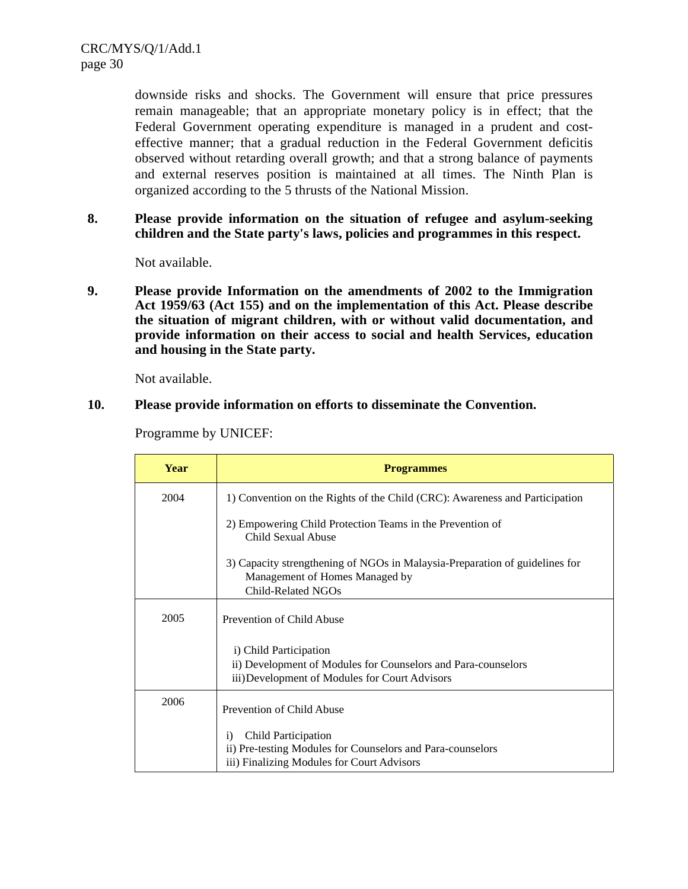downside risks and shocks. The Government will ensure that price pressures remain manageable; that an appropriate monetary policy is in effect; that the Federal Government operating expenditure is managed in a prudent and cost-effective manner; that a gradual reduction in the Federal Government deficitis observed without retarding overall growth; and that a strong balance of payments and external reserves position is maintained at all times. The Ninth Plan is organized according to the 5 thrusts of the National Mission.

**8. Please provide information on the situation of refugee and asylum-seeking children and the State party's laws, policies and programmes in this respect.**

Not available.

**9. Please provide Information on the amendments of 2002 to the Immigration Act 1959/63 (Act 155) and on the implementation of this Act. Please describe the situation of migrant children, with or without valid documentation, and provide information on their access to social and health Services, education and housing in the State party.**

Not available.

**10. Please provide information on efforts to disseminate the Convention.**

Programme by UNICEF:

| Year | Programmes |
|---|---|
| 2004 | 1) Convention on the Rights of the Child (CRC): Awareness and Participation<br>2) Empowering Child Protection Teams in the Prevention of Child Sexual Abuse<br>3) Capacity strengthening of NGOs in Malaysia-Preparation of guidelines for Management of Homes Managed by Child-Related NGOs |
| 2005 | Prevention of Child Abuse<br>i) Child Participation<br>ii) Development of Modules for Counselors and Para-counselors<br>iii) Development of Modules for Court Advisors |
| 2006 | Prevention of Child Abuse<br>i) Child Participation<br>ii) Pre-testing Modules for Counselors and Para-counselors<br>iii) Finalizing Modules for Court Advisors |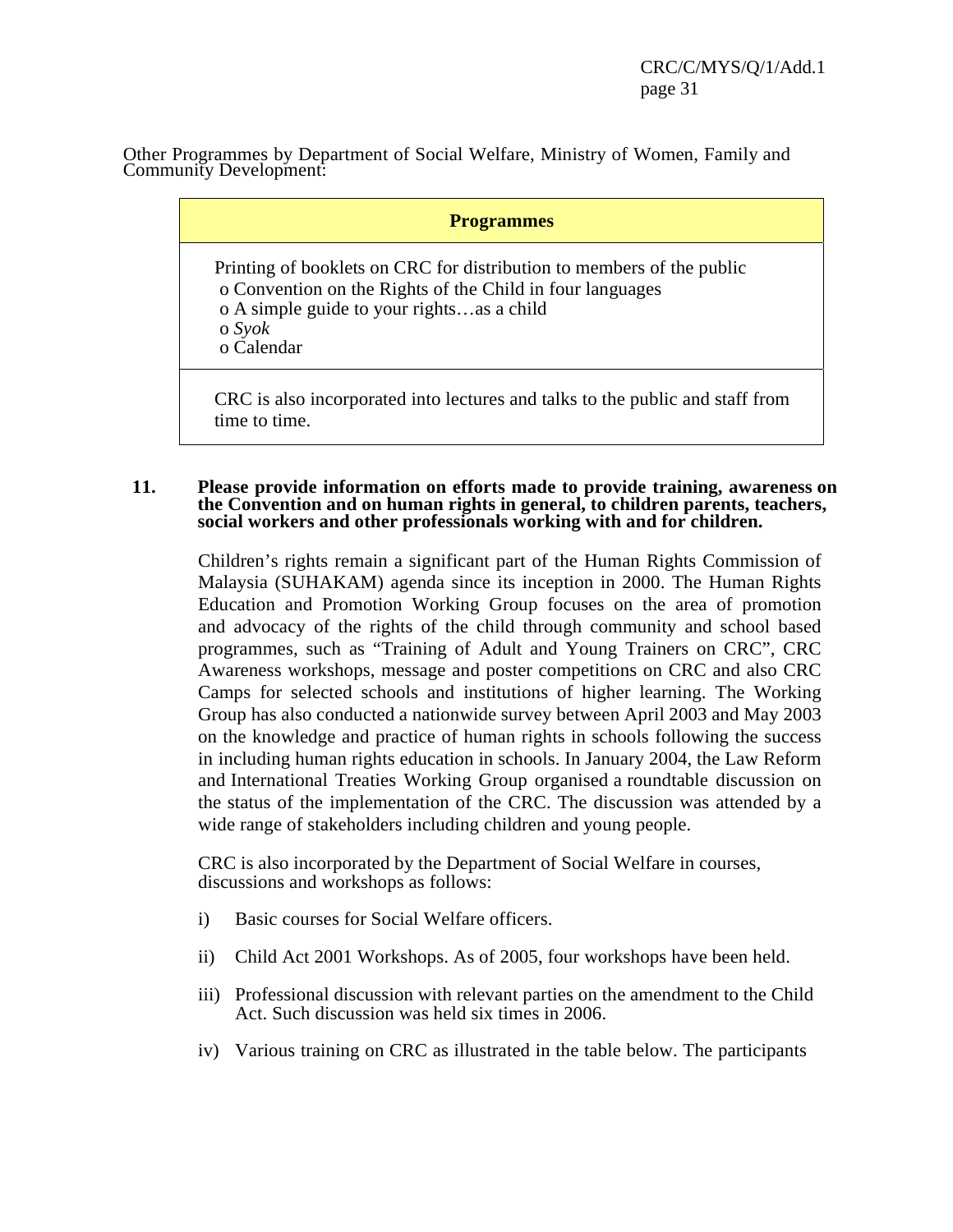Other Programmes by Department of Social Welfare, Ministry of Women, Family and Community Development:

| **Programmes** |
|---|
| Printing of booklets on CRC for distribution to members of the public<br>o Convention on the Rights of the Child in four languages<br>o A simple guide to your rights…as a child<br>o *Syok*<br>o Calendar |
| CRC is also incorporated into lectures and talks to the public and staff from time to time. |

**11. Please provide information on efforts made to provide training, awareness on the Convention and on human rights in general, to children parents, teachers, social workers and other professionals working with and for children.**

Children's rights remain a significant part of the Human Rights Commission of Malaysia (SUHAKAM) agenda since its inception in 2000. The Human Rights Education and Promotion Working Group focuses on the area of promotion and advocacy of the rights of the child through community and school based programmes, such as "Training of Adult and Young Trainers on CRC", CRC Awareness workshops, message and poster competitions on CRC and also CRC Camps for selected schools and institutions of higher learning. The Working Group has also conducted a nationwide survey between April 2003 and May 2003 on the knowledge and practice of human rights in schools following the success in including human rights education in schools. In January 2004, the Law Reform and International Treaties Working Group organised a roundtable discussion on the status of the implementation of the CRC. The discussion was attended by a wide range of stakeholders including children and young people.

CRC is also incorporated by the Department of Social Welfare in courses, discussions and workshops as follows:

i) Basic courses for Social Welfare officers.

ii) Child Act 2001 Workshops. As of 2005, four workshops have been held.

iii) Professional discussion with relevant parties on the amendment to the Child Act. Such discussion was held six times in 2006.

iv) Various training on CRC as illustrated in the table below. The participants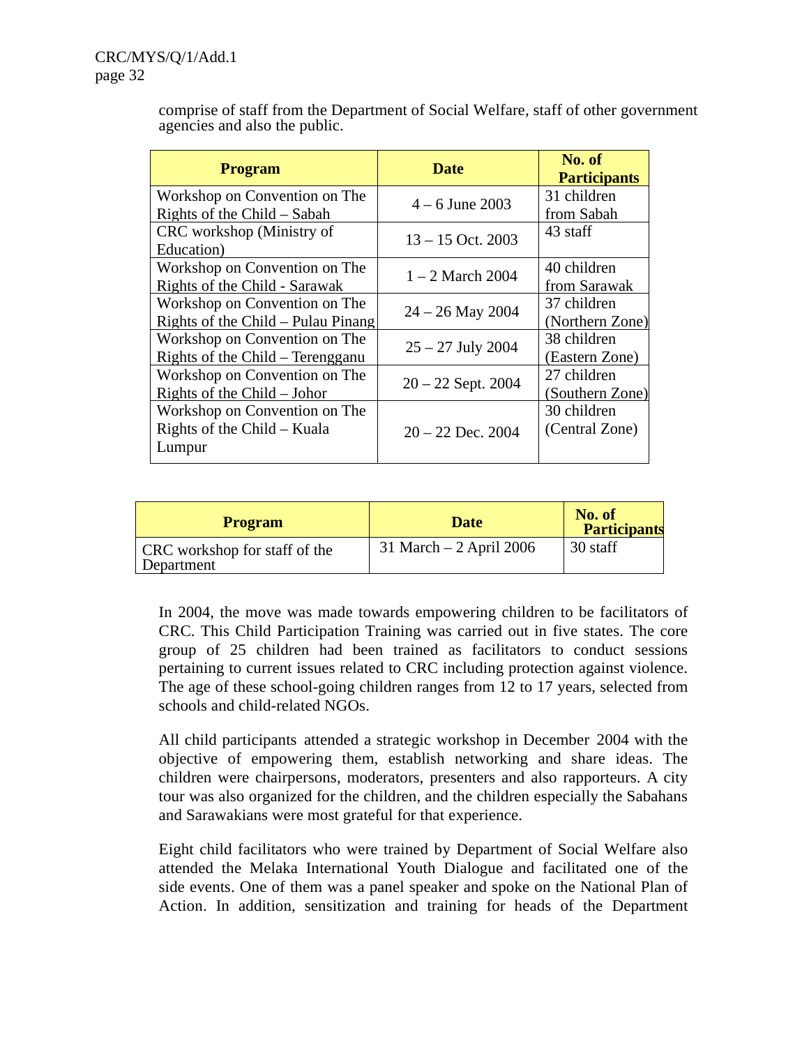comprise of staff from the Department of Social Welfare, staff of other government agencies and also the public.

| Program | Date | No. of Participants |
|---|---|---|
| Workshop on Convention on The Rights of the Child – Sabah | 4 – 6 June 2003 | 31 children from Sabah |
| CRC workshop (Ministry of Education) | 13 – 15 Oct. 2003 | 43 staff |
| Workshop on Convention on The Rights of the Child - Sarawak | 1 – 2 March 2004 | 40 children from Sarawak |
| Workshop on Convention on The Rights of the Child – Pulau Pinang | 24 – 26 May 2004 | 37 children (Northern Zone) |
| Workshop on Convention on The Rights of the Child – Terengganu | 25 – 27 July 2004 | 38 children (Eastern Zone) |
| Workshop on Convention on The Rights of the Child – Johor | 20 – 22 Sept. 2004 | 27 children (Southern Zone) |
| Workshop on Convention on The Rights of the Child – Kuala Lumpur | 20 – 22 Dec. 2004 | 30 children (Central Zone) |

| Program | Date | No. of Participants |
|---|---|---|
| CRC workshop for staff of the Department | 31 March – 2 April 2006 | 30 staff |

In 2004, the move was made towards empowering children to be facilitators of CRC. This Child Participation Training was carried out in five states. The core group of 25 children had been trained as facilitators to conduct sessions pertaining to current issues related to CRC including protection against violence. The age of these school-going children ranges from 12 to 17 years, selected from schools and child-related NGOs.

All child participants attended a strategic workshop in December 2004 with the objective of empowering them, establish networking and share ideas. The children were chairpersons, moderators, presenters and also rapporteurs. A city tour was also organized for the children, and the children especially the Sabahans and Sarawakians were most grateful for that experience.

Eight child facilitators who were trained by Department of Social Welfare also attended the Melaka International Youth Dialogue and facilitated one of the side events. One of them was a panel speaker and spoke on the National Plan of Action. In addition, sensitization and training for heads of the Department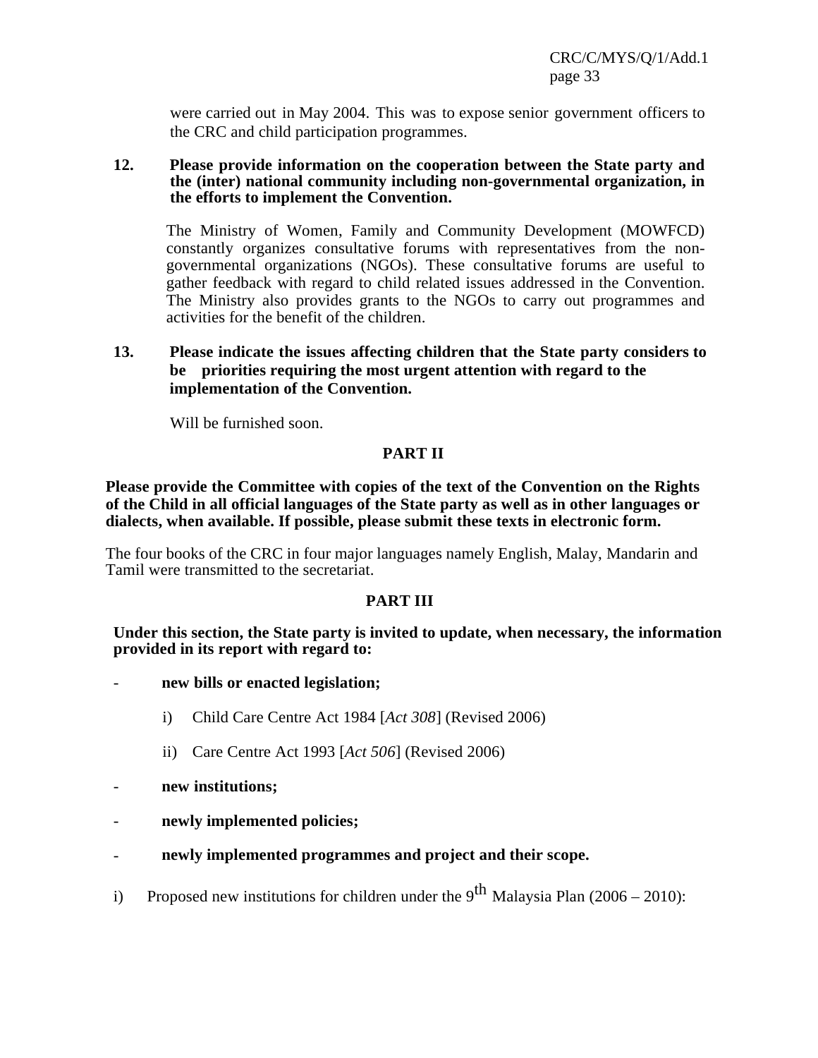were carried out in May 2004. This was to expose senior government officers to the CRC and child participation programmes.

**12. Please provide information on the cooperation between the State party and the (inter) national community including non-governmental organization, in the efforts to implement the Convention.**

The Ministry of Women, Family and Community Development (MOWFCD) constantly organizes consultative forums with representatives from the non-governmental organizations (NGOs). These consultative forums are useful to gather feedback with regard to child related issues addressed in the Convention. The Ministry also provides grants to the NGOs to carry out programmes and activities for the benefit of the children.

**13. Please indicate the issues affecting children that the State party considers to be priorities requiring the most urgent attention with regard to the implementation of the Convention.**

Will be furnished soon.

## PART II

**Please provide the Committee with copies of the text of the Convention on the Rights of the Child in all official languages of the State party as well as in other languages or dialects, when available. If possible, please submit these texts in electronic form.**

The four books of the CRC in four major languages namely English, Malay, Mandarin and Tamil were transmitted to the secretariat.

## PART III

**Under this section, the State party is invited to update, when necessary, the information provided in its report with regard to:**

- **new bills or enacted legislation;**
  - i) Child Care Centre Act 1984 [*Act 308*] (Revised 2006)
  - ii) Care Centre Act 1993 [*Act 506*] (Revised 2006)
- **new institutions;**
- **newly implemented policies;**
- **newly implemented programmes and project and their scope.**

i) Proposed new institutions for children under the 9th Malaysia Plan (2006 – 2010):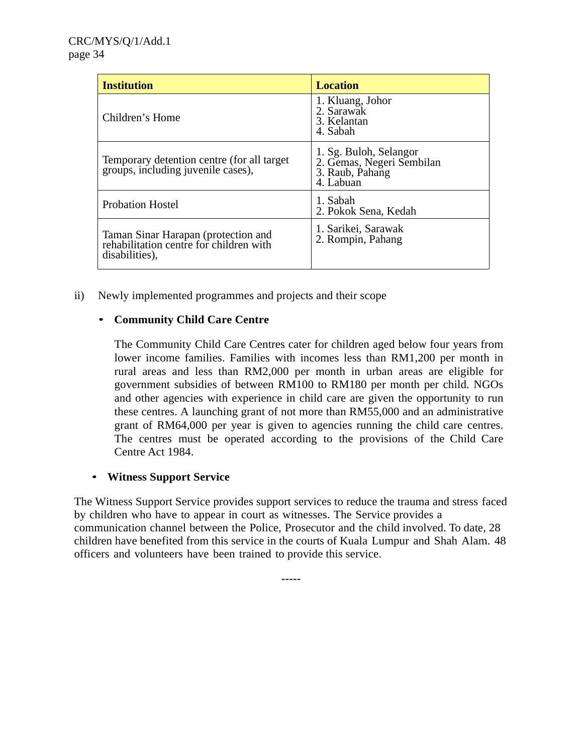| Institution | Location |
| --- | --- |
| Children's Home | 1. Kluang, Johor<br>2. Sarawak<br>3. Kelantan<br>4. Sabah |
| Temporary detention centre (for all target groups, including juvenile cases), | 1. Sg. Buloh, Selangor<br>2. Gemas, Negeri Sembilan<br>3. Raub, Pahang<br>4. Labuan |
| Probation Hostel | 1. Sabah<br>2. Pokok Sena, Kedah |
| Taman Sinar Harapan (protection and rehabilitation centre for children with disabilities), | 1. Sarikei, Sarawak<br>2. Rompin, Pahang |

ii) Newly implemented programmes and projects and their scope

- **Community Child Care Centre**

  The Community Child Care Centres cater for children aged below four years from lower income families. Families with incomes less than RM1,200 per month in rural areas and less than RM2,000 per month in urban areas are eligible for government subsidies of between RM100 to RM180 per month per child. NGOs and other agencies with experience in child care are given the opportunity to run these centres. A launching grant of not more than RM55,000 and an administrative grant of RM64,000 per year is given to agencies running the child care centres. The centres must be operated according to the provisions of the Child Care Centre Act 1984.

- **Witness Support Service**

The Witness Support Service provides support services to reduce the trauma and stress faced by children who have to appear in court as witnesses. The Service provides a communication channel between the Police, Prosecutor and the child involved. To date, 28 children have benefited from this service in the courts of Kuala Lumpur and Shah Alam. 48 officers and volunteers have been trained to provide this service.

-----